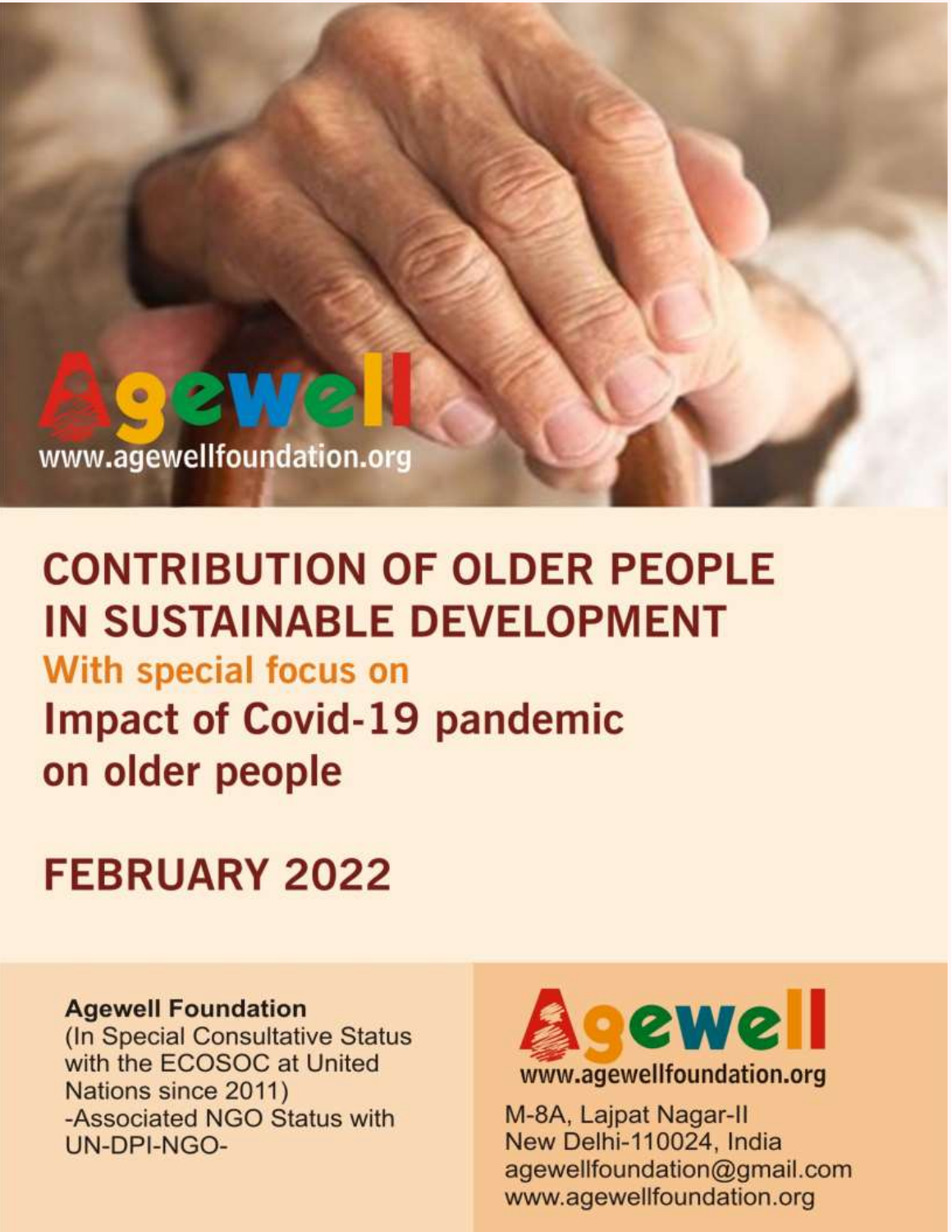Agewell

www.agewellfoundation.org

# CONTRIBUTION OF OLDER PEOPLE IN SUSTAINABLE DEVELOPMENT

## With special focus on

## Impact of Covid-19 pandemic on older people

## FEBRUARY 2022

**Agewell Foundation**
(In Special Consultative Status with the ECOSOC at United Nations since 2011)
-Associated NGO Status with UN-DPI-NGO-

Agewell

www.agewellfoundation.org

M-8A, Lajpat Nagar-II
New Delhi-110024, India
agewellfoundation@gmail.com
www.agewellfoundation.org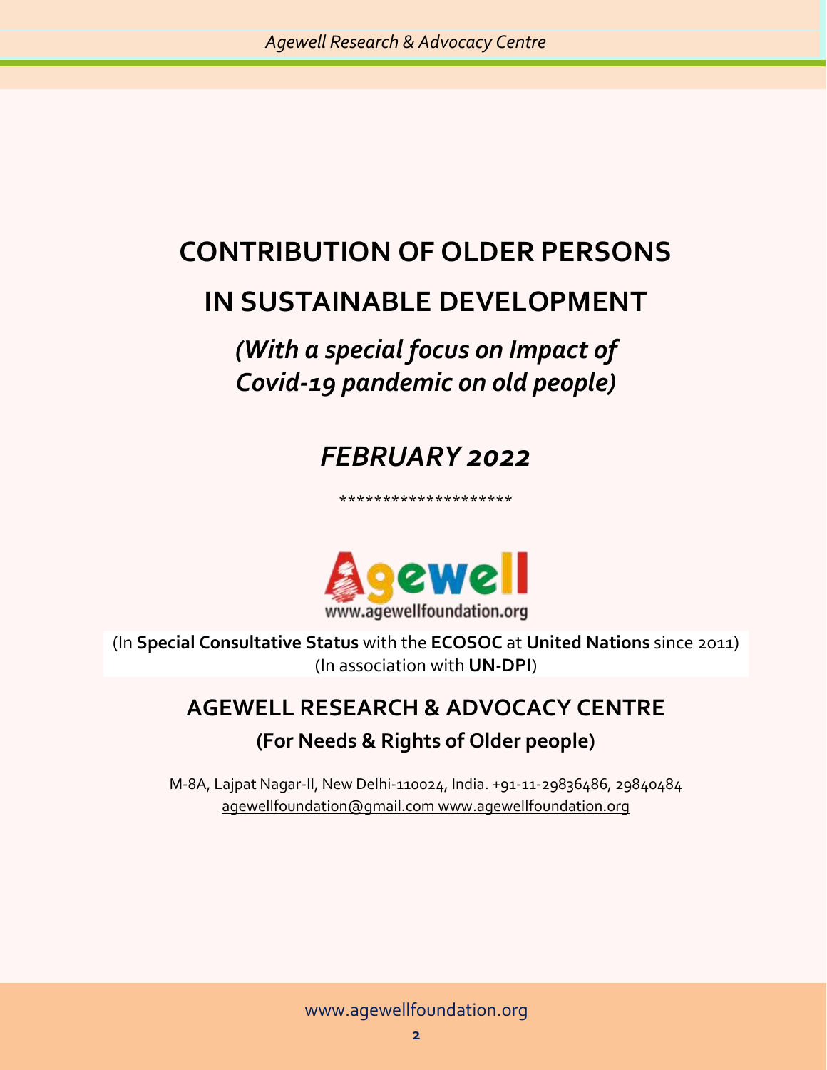# CONTRIBUTION OF OLDER PERSONS IN SUSTAINABLE DEVELOPMENT

## *(With a special focus on Impact of Covid-19 pandemic on old people)*

## *FEBRUARY 2022*

********************

Agewell

www.agewellfoundation.org

(In **Special Consultative Status** with the **ECOSOC** at **United Nations** since 2011)
(In association with **UN-DPI**)

## AGEWELL RESEARCH & ADVOCACY CENTRE

### (For Needs & Rights of Older people)

M-8A, Lajpat Nagar-II, New Delhi-110024, India. +91-11-29836486, 29840484
agewellfoundation@gmail.com www.agewellfoundation.org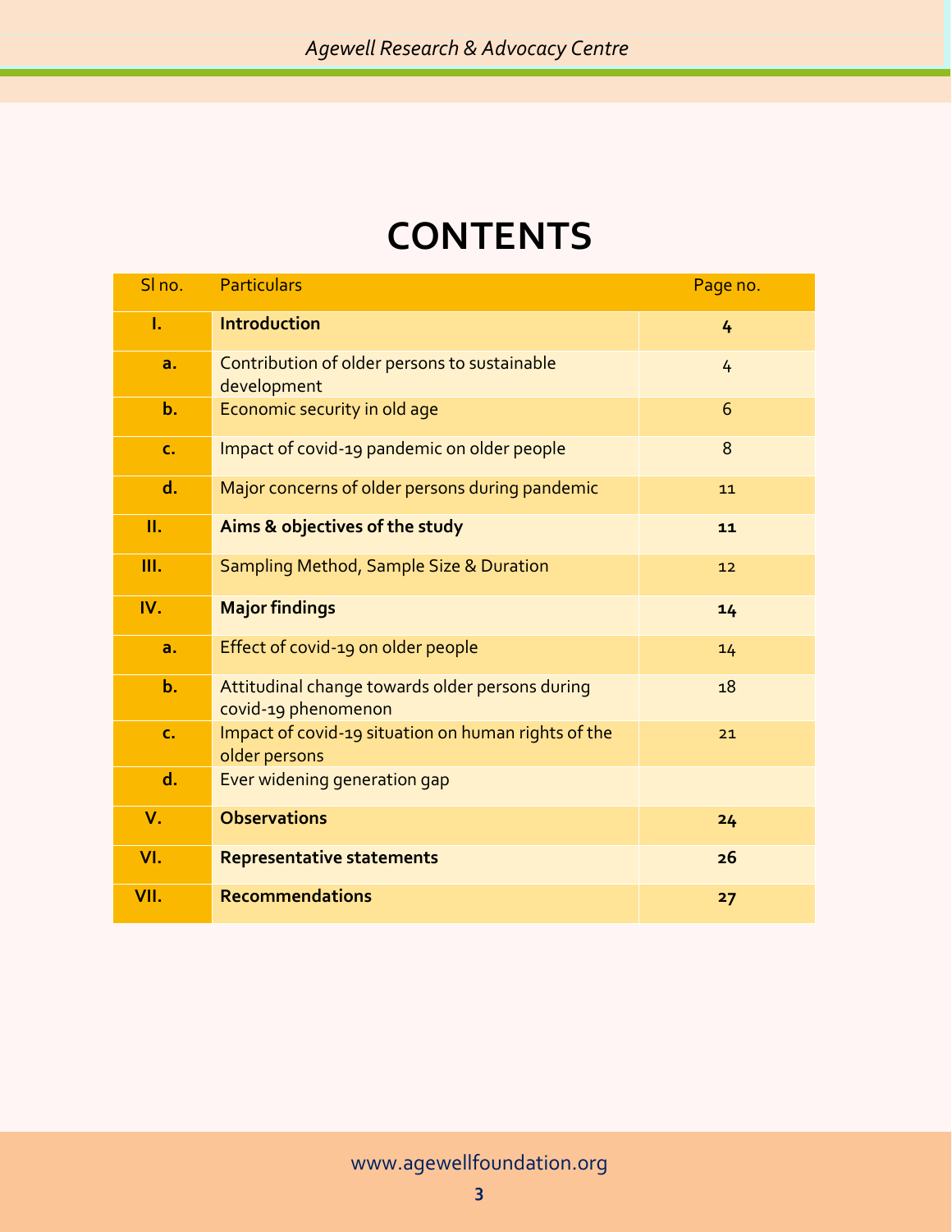# CONTENTS

| Sl no. | Particulars | Page no. |
|---|---|---|
| **I.** | **Introduction** | **4** |
| **a.** | Contribution of older persons to sustainable development | 4 |
| **b.** | Economic security in old age | 6 |
| **c.** | Impact of covid-19 pandemic on older people | 8 |
| **d.** | Major concerns of older persons during pandemic | 11 |
| **II.** | **Aims & objectives of the study** | **11** |
| **III.** | Sampling Method, Sample Size & Duration | 12 |
| **IV.** | **Major findings** | **14** |
| **a.** | Effect of covid-19 on older people | 14 |
| **b.** | Attitudinal change towards older persons during covid-19 phenomenon | 18 |
| **c.** | Impact of covid-19 situation on human rights of the older persons | 21 |
| **d.** | Ever widening generation gap | |
| **V.** | **Observations** | **24** |
| **VI.** | **Representative statements** | **26** |
| **VII.** | **Recommendations** | **27** |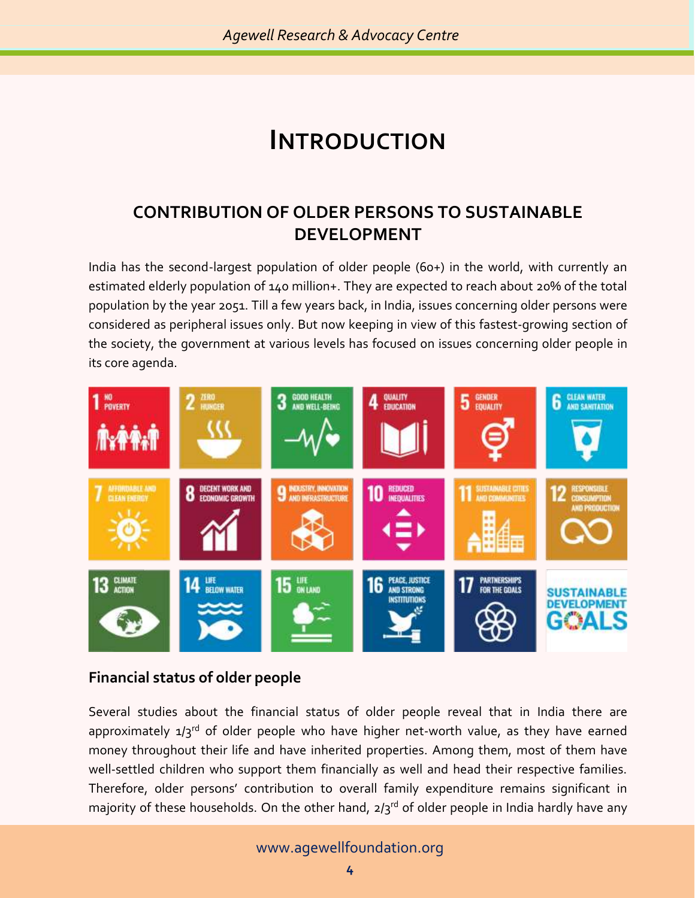# INTRODUCTION

## CONTRIBUTION OF OLDER PERSONS TO SUSTAINABLE DEVELOPMENT

India has the second-largest population of older people (60+) in the world, with currently an estimated elderly population of 140 million+. They are expected to reach about 20% of the total population by the year 2051. Till a few years back, in India, issues concerning older persons were considered as peripheral issues only. But now keeping in view of this fastest-growing section of the society, the government at various levels has focused on issues concerning older people in its core agenda.

### Financial status of older people

Several studies about the financial status of older people reveal that in India there are approximately 1/3rd of older people who have higher net-worth value, as they have earned money throughout their life and have inherited properties. Among them, most of them have well-settled children who support them financially as well and head their respective families. Therefore, older persons' contribution to overall family expenditure remains significant in majority of these households. On the other hand, 2/3rd of older people in India hardly have any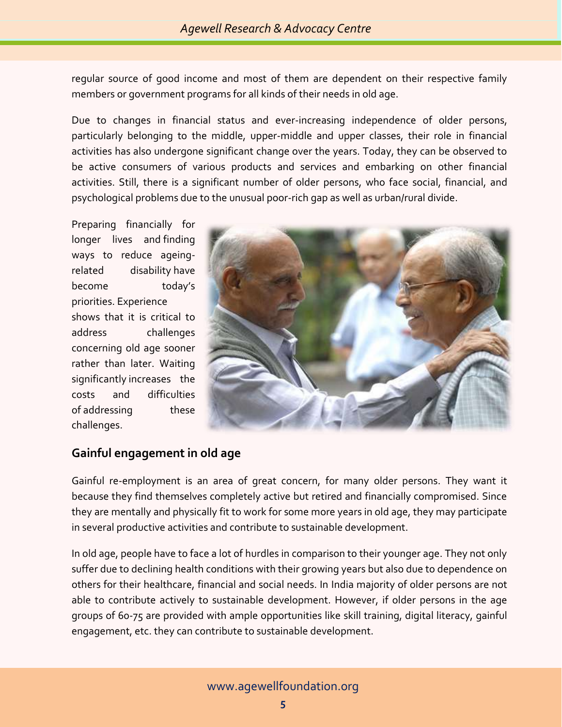regular source of good income and most of them are dependent on their respective family members or government programs for all kinds of their needs in old age.

Due to changes in financial status and ever-increasing independence of older persons, particularly belonging to the middle, upper-middle and upper classes, their role in financial activities has also undergone significant change over the years. Today, they can be observed to be active consumers of various products and services and embarking on other financial activities. Still, there is a significant number of older persons, who face social, financial, and psychological problems due to the unusual poor-rich gap as well as urban/rural divide.

Preparing financially for longer lives and finding ways to reduce ageing-related disability have become today's priorities. Experience shows that it is critical to address challenges concerning old age sooner rather than later. Waiting significantly increases the costs and difficulties of addressing these challenges.

## Gainful engagement in old age

Gainful re-employment is an area of great concern, for many older persons. They want it because they find themselves completely active but retired and financially compromised. Since they are mentally and physically fit to work for some more years in old age, they may participate in several productive activities and contribute to sustainable development.

In old age, people have to face a lot of hurdles in comparison to their younger age. They not only suffer due to declining health conditions with their growing years but also due to dependence on others for their healthcare, financial and social needs. In India majority of older persons are not able to contribute actively to sustainable development. However, if older persons in the age groups of 60-75 are provided with ample opportunities like skill training, digital literacy, gainful engagement, etc. they can contribute to sustainable development.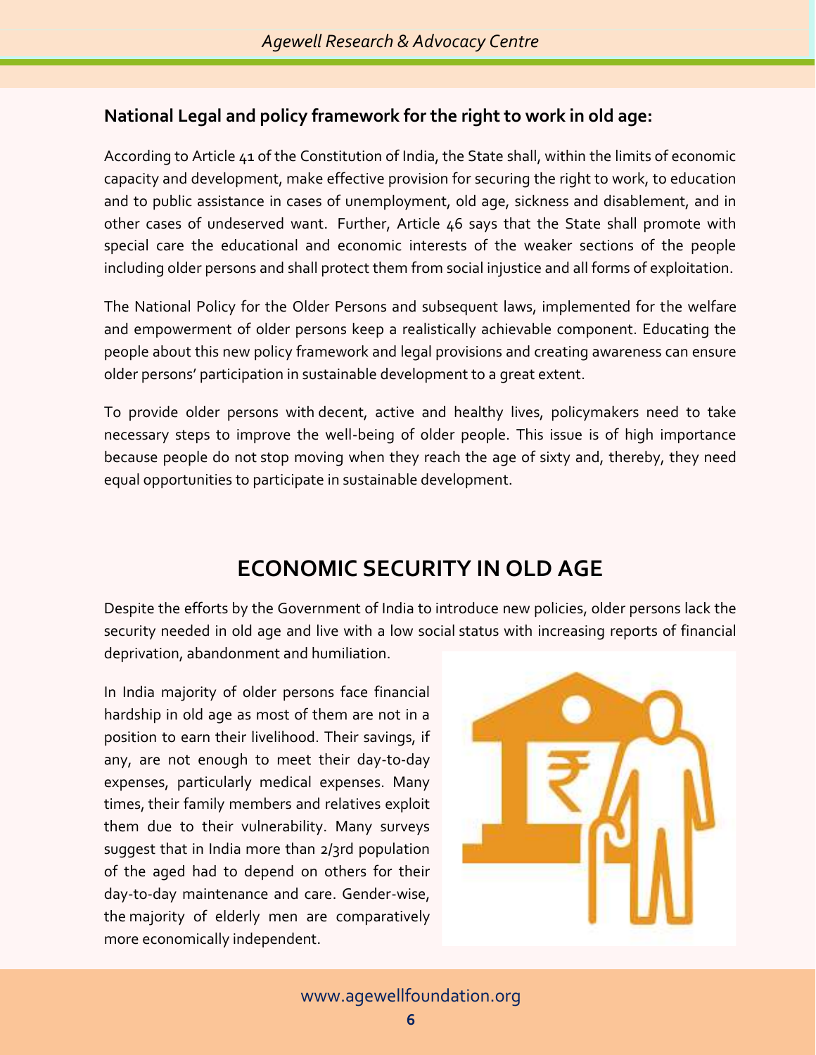### National Legal and policy framework for the right to work in old age:

According to Article 41 of the Constitution of India, the State shall, within the limits of economic capacity and development, make effective provision for securing the right to work, to education and to public assistance in cases of unemployment, old age, sickness and disablement, and in other cases of undeserved want. Further, Article 46 says that the State shall promote with special care the educational and economic interests of the weaker sections of the people including older persons and shall protect them from social injustice and all forms of exploitation.

The National Policy for the Older Persons and subsequent laws, implemented for the welfare and empowerment of older persons keep a realistically achievable component. Educating the people about this new policy framework and legal provisions and creating awareness can ensure older persons' participation in sustainable development to a great extent.

To provide older persons with decent, active and healthy lives, policymakers need to take necessary steps to improve the well-being of older people. This issue is of high importance because people do not stop moving when they reach the age of sixty and, thereby, they need equal opportunities to participate in sustainable development.

## ECONOMIC SECURITY IN OLD AGE

Despite the efforts by the Government of India to introduce new policies, older persons lack the security needed in old age and live with a low social status with increasing reports of financial deprivation, abandonment and humiliation.

In India majority of older persons face financial hardship in old age as most of them are not in a position to earn their livelihood. Their savings, if any, are not enough to meet their day-to-day expenses, particularly medical expenses. Many times, their family members and relatives exploit them due to their vulnerability. Many surveys suggest that in India more than 2/3rd population of the aged had to depend on others for their day-to-day maintenance and care. Gender-wise, the majority of elderly men are comparatively more economically independent.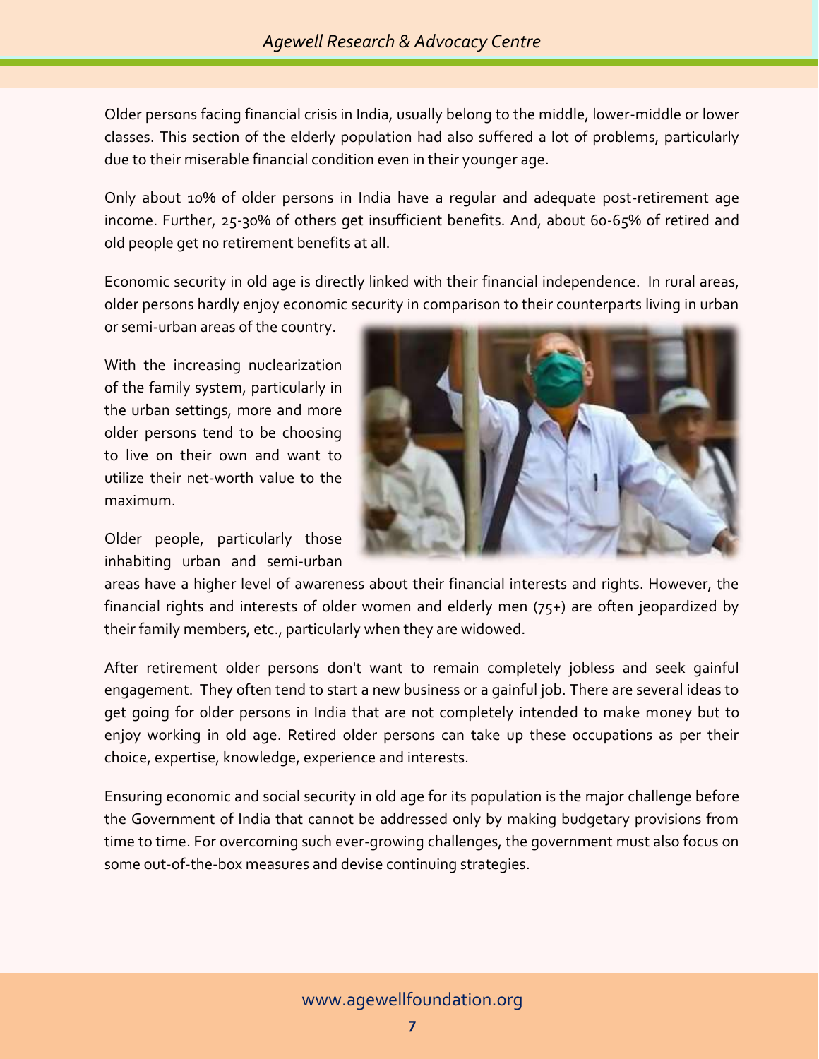Older persons facing financial crisis in India, usually belong to the middle, lower-middle or lower classes. This section of the elderly population had also suffered a lot of problems, particularly due to their miserable financial condition even in their younger age.

Only about 10% of older persons in India have a regular and adequate post-retirement age income. Further, 25-30% of others get insufficient benefits. And, about 60-65% of retired and old people get no retirement benefits at all.

Economic security in old age is directly linked with their financial independence. In rural areas, older persons hardly enjoy economic security in comparison to their counterparts living in urban or semi-urban areas of the country.

With the increasing nuclearization of the family system, particularly in the urban settings, more and more older persons tend to be choosing to live on their own and want to utilize their net-worth value to the maximum.

Older people, particularly those inhabiting urban and semi-urban areas have a higher level of awareness about their financial interests and rights. However, the financial rights and interests of older women and elderly men (75+) are often jeopardized by their family members, etc., particularly when they are widowed.

After retirement older persons don't want to remain completely jobless and seek gainful engagement. They often tend to start a new business or a gainful job. There are several ideas to get going for older persons in India that are not completely intended to make money but to enjoy working in old age. Retired older persons can take up these occupations as per their choice, expertise, knowledge, experience and interests.

Ensuring economic and social security in old age for its population is the major challenge before the Government of India that cannot be addressed only by making budgetary provisions from time to time. For overcoming such ever-growing challenges, the government must also focus on some out-of-the-box measures and devise continuing strategies.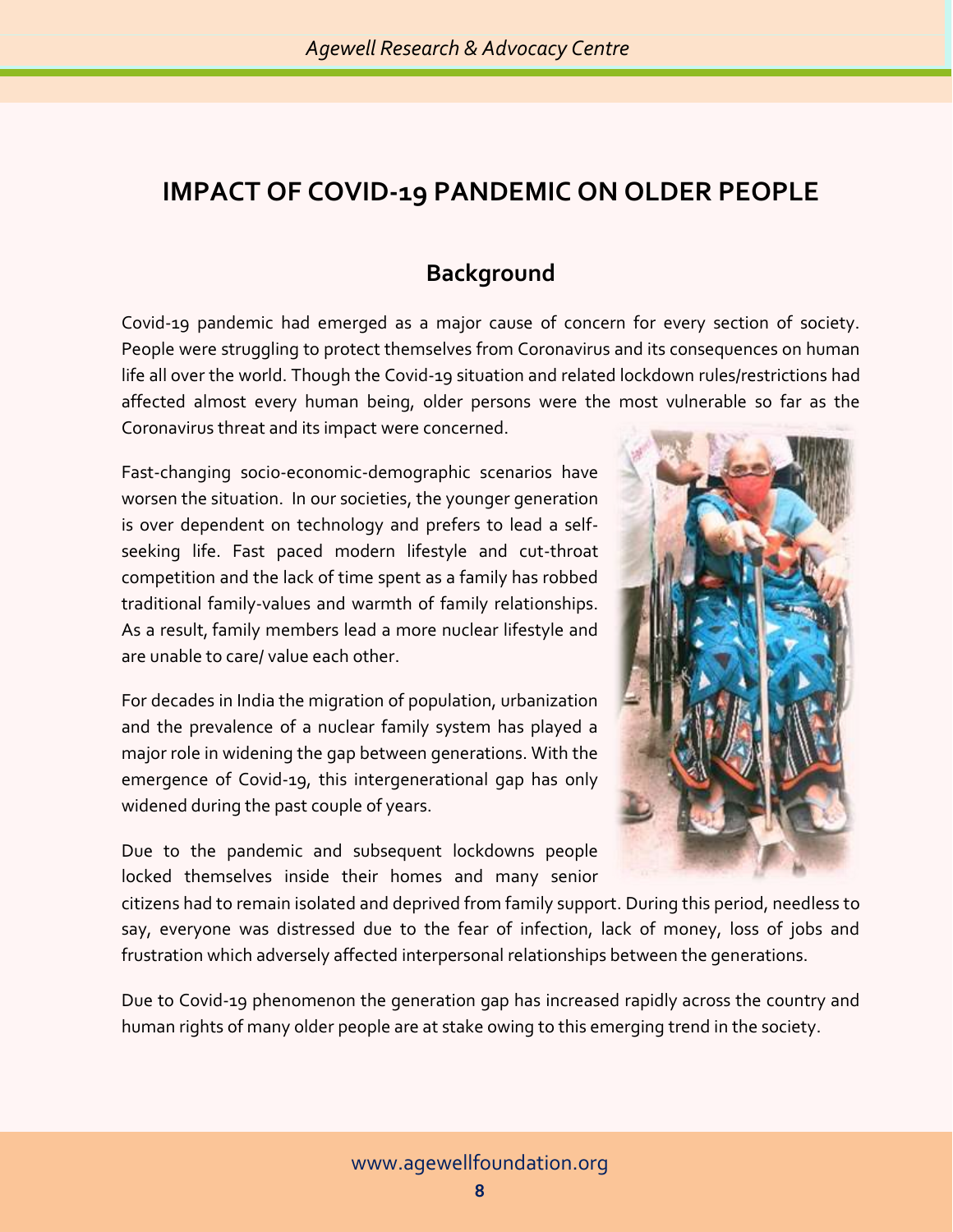# IMPACT OF COVID-19 PANDEMIC ON OLDER PEOPLE

## Background

Covid-19 pandemic had emerged as a major cause of concern for every section of society. People were struggling to protect themselves from Coronavirus and its consequences on human life all over the world. Though the Covid-19 situation and related lockdown rules/restrictions had affected almost every human being, older persons were the most vulnerable so far as the Coronavirus threat and its impact were concerned.

Fast-changing socio-economic-demographic scenarios have worsen the situation. In our societies, the younger generation is over dependent on technology and prefers to lead a self-seeking life. Fast paced modern lifestyle and cut-throat competition and the lack of time spent as a family has robbed traditional family-values and warmth of family relationships. As a result, family members lead a more nuclear lifestyle and are unable to care/ value each other.

For decades in India the migration of population, urbanization and the prevalence of a nuclear family system has played a major role in widening the gap between generations. With the emergence of Covid-19, this intergenerational gap has only widened during the past couple of years.

Due to the pandemic and subsequent lockdowns people locked themselves inside their homes and many senior citizens had to remain isolated and deprived from family support. During this period, needless to say, everyone was distressed due to the fear of infection, lack of money, loss of jobs and frustration which adversely affected interpersonal relationships between the generations.

Due to Covid-19 phenomenon the generation gap has increased rapidly across the country and human rights of many older people are at stake owing to this emerging trend in the society.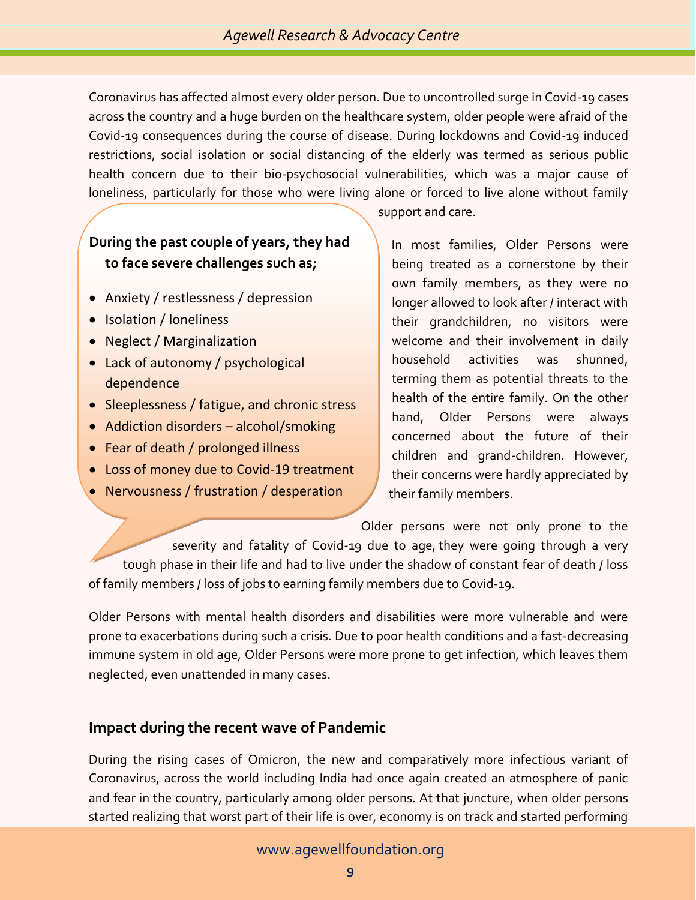Coronavirus has affected almost every older person. Due to uncontrolled surge in Covid-19 cases across the country and a huge burden on the healthcare system, older people were afraid of the Covid-19 consequences during the course of disease. During lockdowns and Covid-19 induced restrictions, social isolation or social distancing of the elderly was termed as serious public health concern due to their bio-psychosocial vulnerabilities, which was a major cause of loneliness, particularly for those who were living alone or forced to live alone without family support and care.

**During the past couple of years, they had to face severe challenges such as;**

- Anxiety / restlessness / depression
- Isolation / loneliness
- Neglect / Marginalization
- Lack of autonomy / psychological dependence
- Sleeplessness / fatigue, and chronic stress
- Addiction disorders – alcohol/smoking
- Fear of death / prolonged illness
- Loss of money due to Covid-19 treatment
- Nervousness / frustration / desperation

In most families, Older Persons were being treated as a cornerstone by their own family members, as they were no longer allowed to look after / interact with their grandchildren, no visitors were welcome and their involvement in daily household activities was shunned, terming them as potential threats to the health of the entire family. On the other hand, Older Persons were always concerned about the future of their children and grand-children. However, their concerns were hardly appreciated by their family members.

Older persons were not only prone to the severity and fatality of Covid-19 due to age, they were going through a very tough phase in their life and had to live under the shadow of constant fear of death / loss of family members / loss of jobs to earning family members due to Covid-19.

Older Persons with mental health disorders and disabilities were more vulnerable and were prone to exacerbations during such a crisis. Due to poor health conditions and a fast-decreasing immune system in old age, Older Persons were more prone to get infection, which leaves them neglected, even unattended in many cases.

## Impact during the recent wave of Pandemic

During the rising cases of Omicron, the new and comparatively more infectious variant of Coronavirus, across the world including India had once again created an atmosphere of panic and fear in the country, particularly among older persons. At that juncture, when older persons started realizing that worst part of their life is over, economy is on track and started performing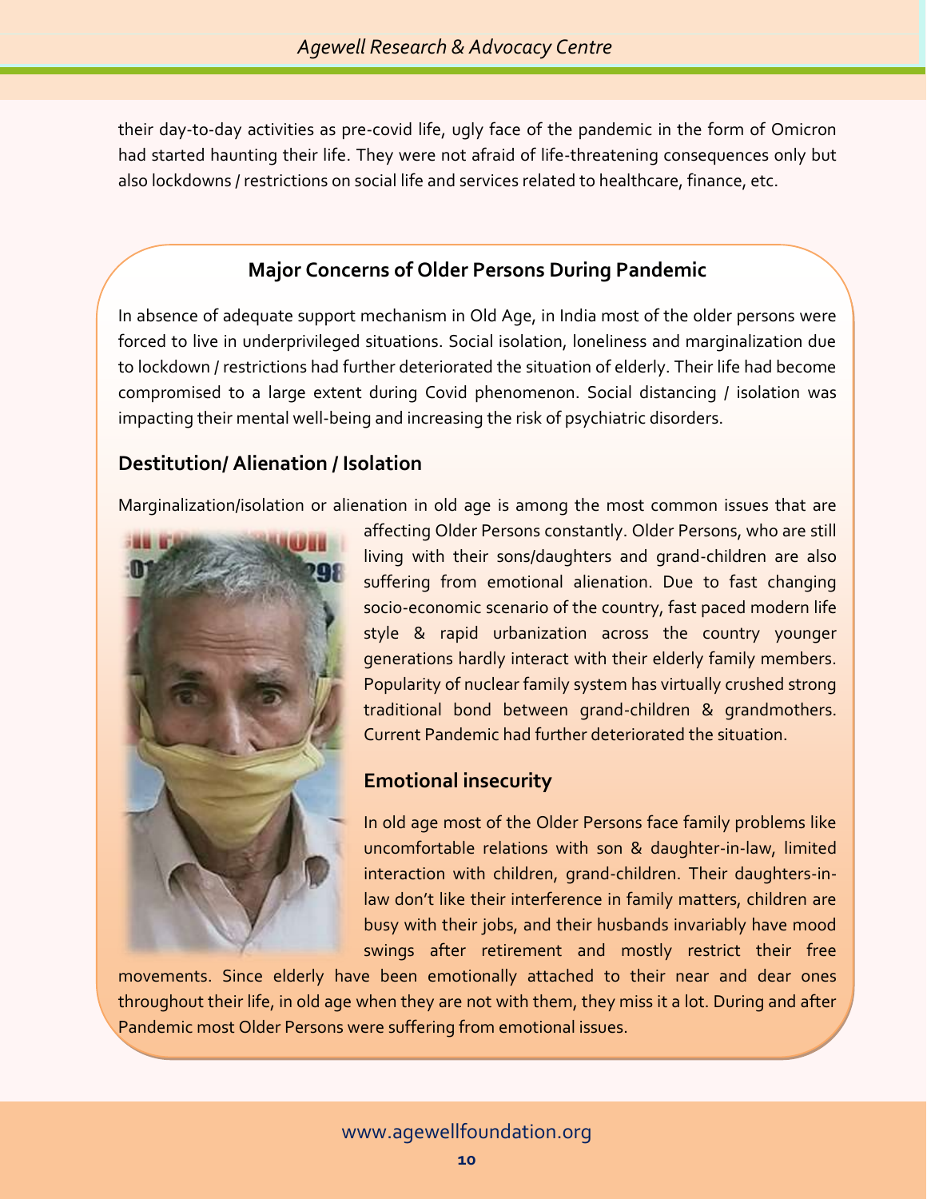their day-to-day activities as pre-covid life, ugly face of the pandemic in the form of Omicron had started haunting their life. They were not afraid of life-threatening consequences only but also lockdowns / restrictions on social life and services related to healthcare, finance, etc.

## Major Concerns of Older Persons During Pandemic

In absence of adequate support mechanism in Old Age, in India most of the older persons were forced to live in underprivileged situations. Social isolation, loneliness and marginalization due to lockdown / restrictions had further deteriorated the situation of elderly. Their life had become compromised to a large extent during Covid phenomenon. Social distancing / isolation was impacting their mental well-being and increasing the risk of psychiatric disorders.

### Destitution/ Alienation / Isolation

Marginalization/isolation or alienation in old age is among the most common issues that are affecting Older Persons constantly. Older Persons, who are still living with their sons/daughters and grand-children are also suffering from emotional alienation. Due to fast changing socio-economic scenario of the country, fast paced modern life style & rapid urbanization across the country younger generations hardly interact with their elderly family members. Popularity of nuclear family system has virtually crushed strong traditional bond between grand-children & grandmothers. Current Pandemic had further deteriorated the situation.

### Emotional insecurity

In old age most of the Older Persons face family problems like uncomfortable relations with son & daughter-in-law, limited interaction with children, grand-children. Their daughters-in-law don't like their interference in family matters, children are busy with their jobs, and their husbands invariably have mood swings after retirement and mostly restrict their free movements. Since elderly have been emotionally attached to their near and dear ones throughout their life, in old age when they are not with them, they miss it a lot. During and after Pandemic most Older Persons were suffering from emotional issues.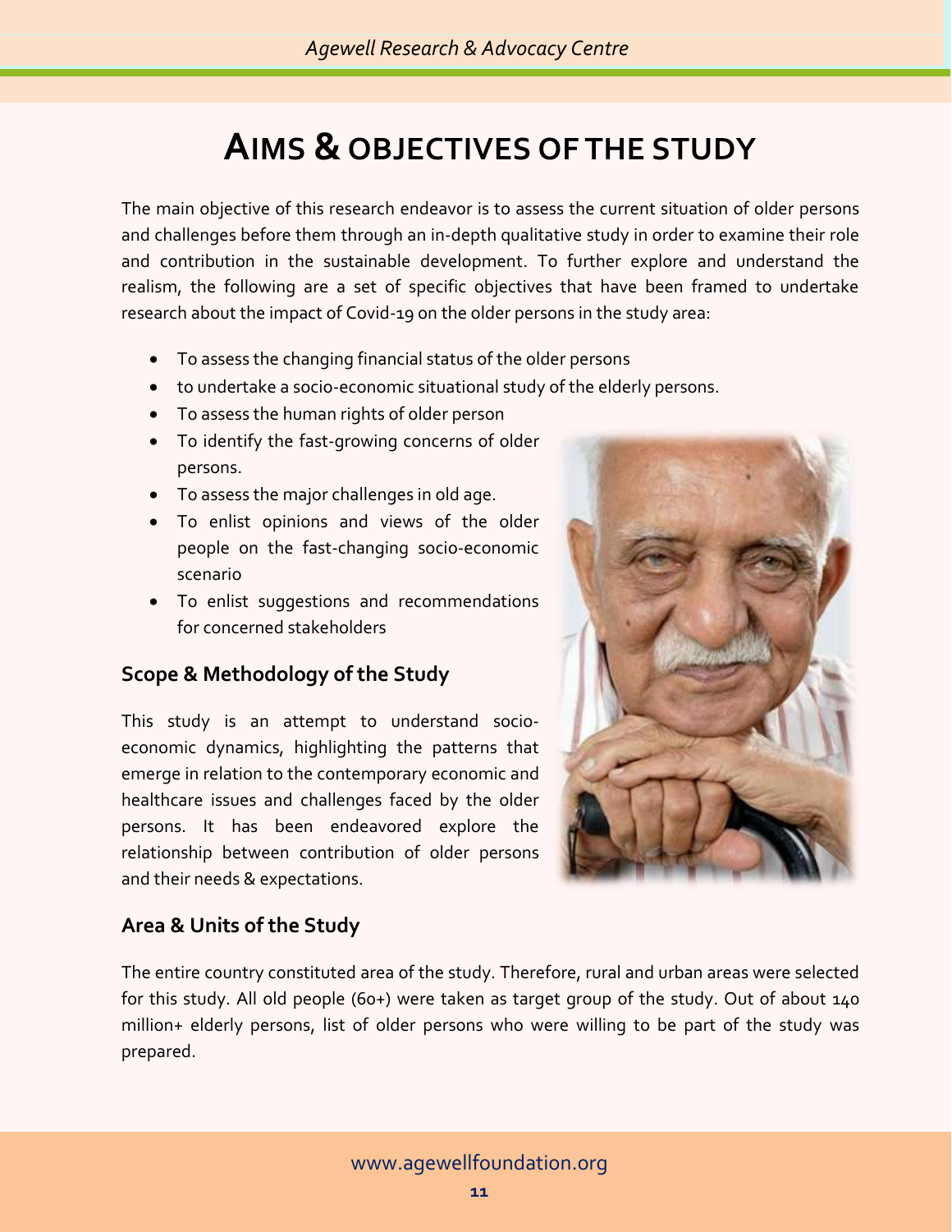# AIMS & OBJECTIVES OF THE STUDY

The main objective of this research endeavor is to assess the current situation of older persons and challenges before them through an in-depth qualitative study in order to examine their role and contribution in the sustainable development. To further explore and understand the realism, the following are a set of specific objectives that have been framed to undertake research about the impact of Covid-19 on the older persons in the study area:

- To assess the changing financial status of the older persons
- to undertake a socio-economic situational study of the elderly persons.
- To assess the human rights of older person
- To identify the fast-growing concerns of older persons.
- To assess the major challenges in old age.
- To enlist opinions and views of the older people on the fast-changing socio-economic scenario
- To enlist suggestions and recommendations for concerned stakeholders

## Scope & Methodology of the Study

This study is an attempt to understand socio-economic dynamics, highlighting the patterns that emerge in relation to the contemporary economic and healthcare issues and challenges faced by the older persons. It has been endeavored explore the relationship between contribution of older persons and their needs & expectations.

## Area & Units of the Study

The entire country constituted area of the study. Therefore, rural and urban areas were selected for this study. All old people (60+) were taken as target group of the study. Out of about 140 million+ elderly persons, list of older persons who were willing to be part of the study was prepared.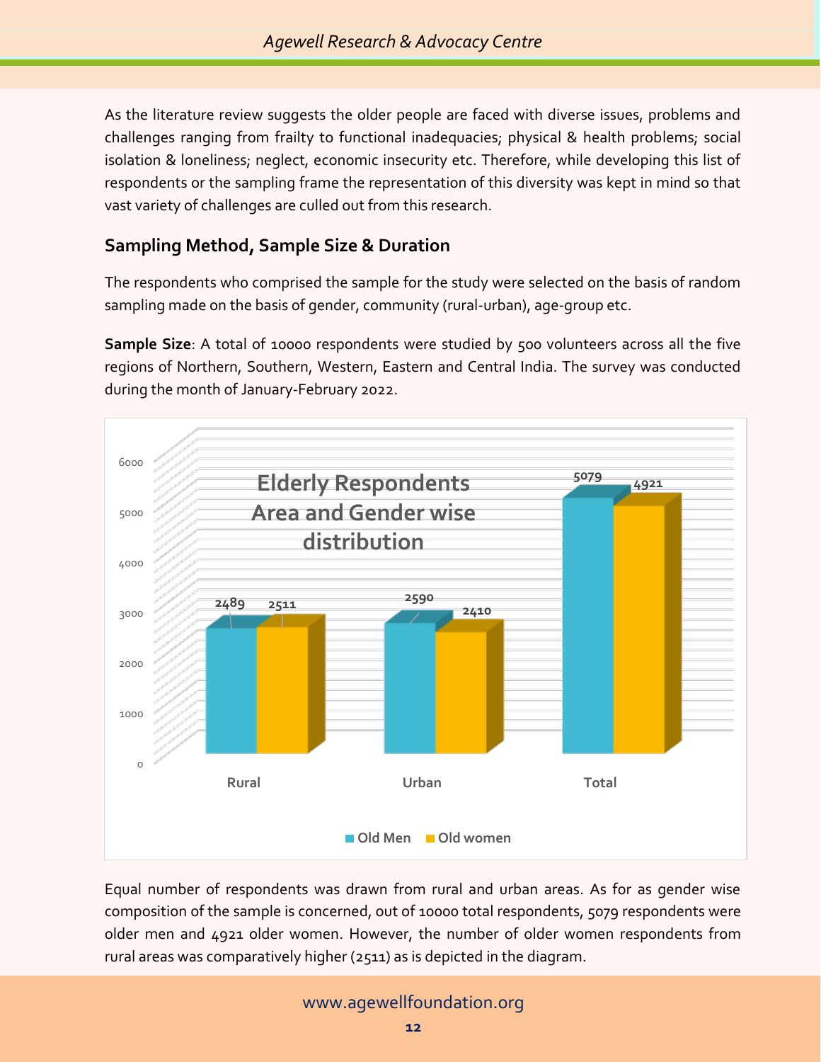As the literature review suggests the older people are faced with diverse issues, problems and challenges ranging from frailty to functional inadequacies; physical & health problems; social isolation & loneliness; neglect, economic insecurity etc. Therefore, while developing this list of respondents or the sampling frame the representation of this diversity was kept in mind so that vast variety of challenges are culled out from this research.

## Sampling Method, Sample Size & Duration

The respondents who comprised the sample for the study were selected on the basis of random sampling made on the basis of gender, community (rural-urban), age-group etc.

**Sample Size**: A total of 10000 respondents were studied by 500 volunteers across all the five regions of Northern, Southern, Western, Eastern and Central India. The survey was conducted during the month of January-February 2022.

**Elderly Respondents Area and Gender wise distribution**

| | Old Men | Old women |
|---|---|---|
| Rural | 2489 | 2511 |
| Urban | 2590 | 2410 |
| Total | 5079 | 4921 |

Equal number of respondents was drawn from rural and urban areas. As for as gender wise composition of the sample is concerned, out of 10000 total respondents, 5079 respondents were older men and 4921 older women. However, the number of older women respondents from rural areas was comparatively higher (2511) as is depicted in the diagram.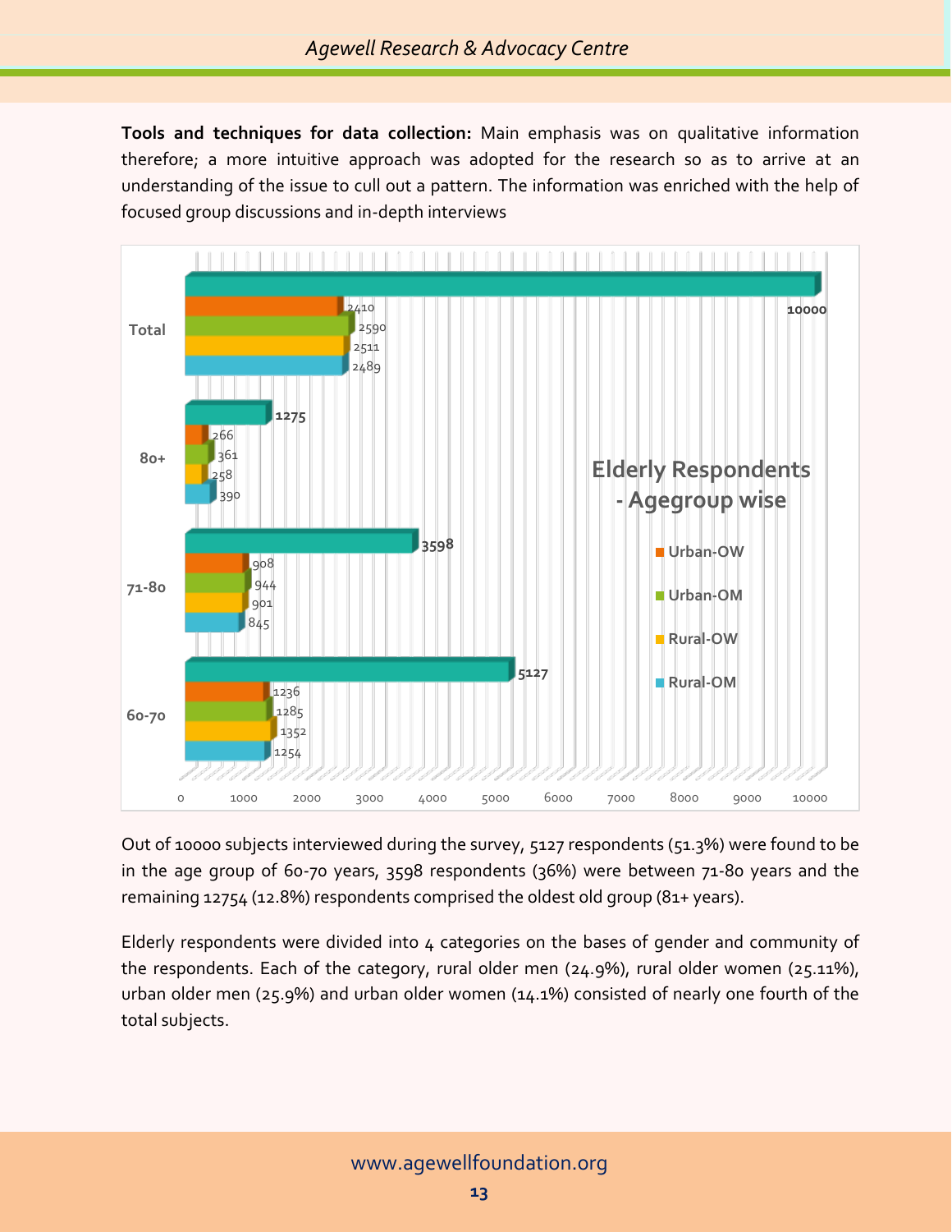**Tools and techniques for data collection:** Main emphasis was on qualitative information therefore; a more intuitive approach was adopted for the research so as to arrive at an understanding of the issue to cull out a pattern. The information was enriched with the help of focused group discussions and in-depth interviews

**Elderly Respondents - Agegroup wise**

| Age group | Urban-OW | Urban-OM | Rural-OW | Rural-OM | Total |
|---|---|---|---|---|---|
| 60-70 | 1236 | 1285 | 1352 | 1254 | 5127 |
| 71-80 | 908 | 944 | 901 | 845 | 3598 |
| 80+ | 266 | 361 | 258 | 390 | 1275 |
| Total | 2410 | 2590 | 2511 | 2489 | 10000 |

Out of 10000 subjects interviewed during the survey, 5127 respondents (51.3%) were found to be in the age group of 60-70 years, 3598 respondents (36%) were between 71-80 years and the remaining 12754 (12.8%) respondents comprised the oldest old group (81+ years).

Elderly respondents were divided into 4 categories on the bases of gender and community of the respondents. Each of the category, rural older men (24.9%), rural older women (25.11%), urban older men (25.9%) and urban older women (14.1%) consisted of nearly one fourth of the total subjects.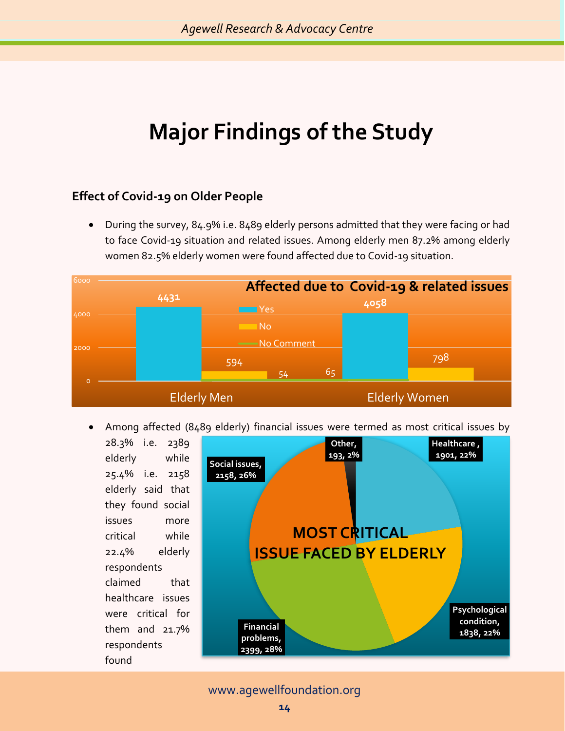# Major Findings of the Study

### Effect of Covid-19 on Older People

- During the survey, 84.9% i.e. 8489 elderly persons admitted that they were facing or had to face Covid-19 situation and related issues. Among elderly men 87.2% among elderly women 82.5% elderly women were found affected due to Covid-19 situation.

**Affected due to Covid-19 & related issues**

| | Yes | No | No Comment |
|---|---|---|---|
| Elderly Men | 4431 | 594 | 54 |
| Elderly Women | 4058 | 798 | 65 |

- Among affected (8489 elderly) financial issues were termed as most critical issues by 28.3% i.e. 2389 elderly while 25.4% i.e. 2158 elderly said that they found social issues more critical while 22.4% elderly respondents claimed that healthcare issues were critical for them and 21.7% respondents found

**MOST CRITICAL ISSUE FACED BY ELDERLY**

| Issue | Number | Percentage |
|---|---|---|
| Financial problems | 2399 | 28% |
| Social issues | 2158 | 26% |
| Healthcare | 1901 | 22% |
| Psychological condition | 1838 | 22% |
| Other | 193 | 2% |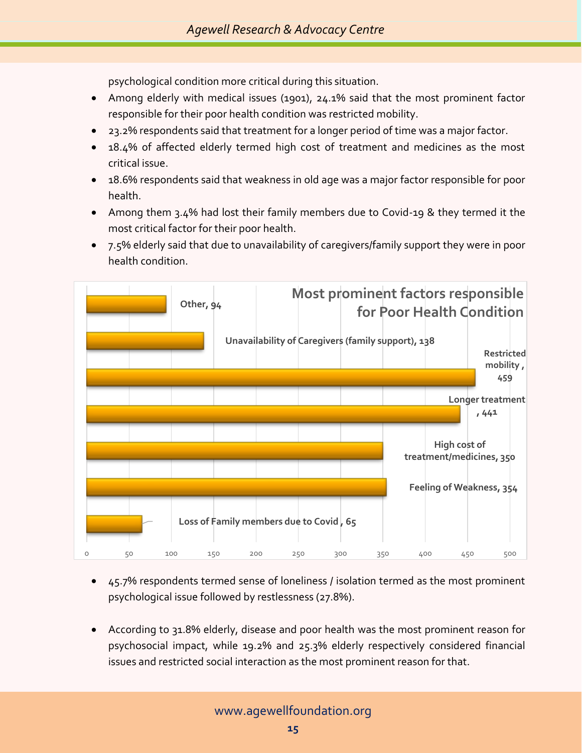psychological condition more critical during this situation.

- Among elderly with medical issues (1901), 24.1% said that the most prominent factor responsible for their poor health condition was restricted mobility.
- 23.2% respondents said that treatment for a longer period of time was a major factor.
- 18.4% of affected elderly termed high cost of treatment and medicines as the most critical issue.
- 18.6% respondents said that weakness in old age was a major factor responsible for poor health.
- Among them 3.4% had lost their family members due to Covid-19 & they termed it the most critical factor for their poor health.
- 7.5% elderly said that due to unavailability of caregivers/family support they were in poor health condition.

**Most prominent factors responsible for Poor Health Condition**

| Factor | Number |
| --- | --- |
| Other | 94 |
| Unavailability of Caregivers (family support) | 138 |
| Restricted mobility | 459 |
| Longer treatment | 441 |
| High cost of treatment/medicines | 350 |
| Feeling of Weakness | 354 |
| Loss of Family members due to Covid | 65 |

- 45.7% respondents termed sense of loneliness / isolation termed as the most prominent psychological issue followed by restlessness (27.8%).

- According to 31.8% elderly, disease and poor health was the most prominent reason for psychosocial impact, while 19.2% and 25.3% elderly respectively considered financial issues and restricted social interaction as the most prominent reason for that.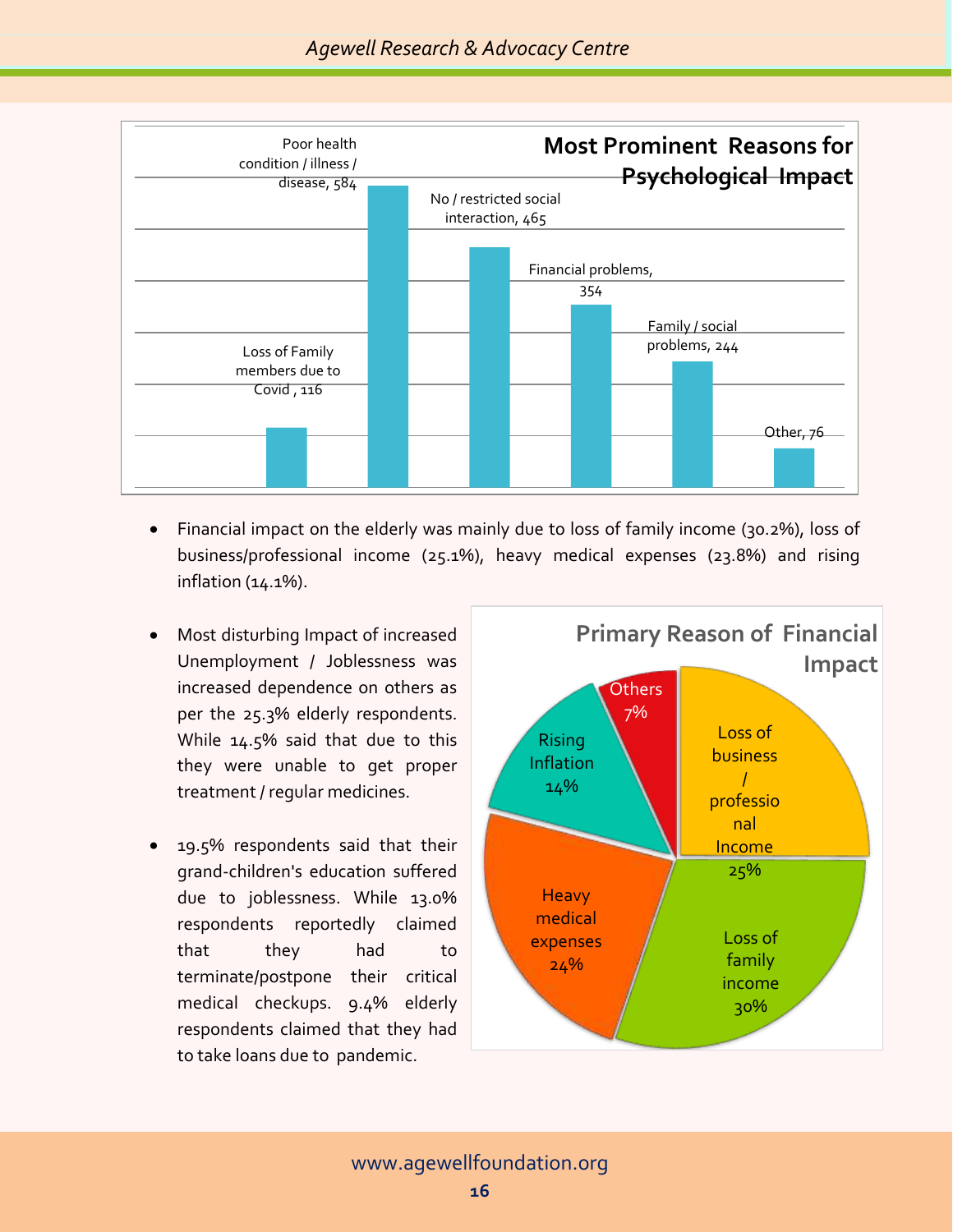**Most Prominent Reasons for Psychological Impact**

| Reason | Count |
|---|---|
| Loss of Family members due to Covid | 116 |
| Poor health condition / illness / disease | 584 |
| No / restricted social interaction | 465 |
| Financial problems | 354 |
| Family / social problems | 244 |
| Other | 76 |

- Financial impact on the elderly was mainly due to loss of family income (30.2%), loss of business/professional income (25.1%), heavy medical expenses (23.8%) and rising inflation (14.1%).

- Most disturbing Impact of increased Unemployment / Joblessness was increased dependence on others as per the 25.3% elderly respondents. While 14.5% said that due to this they were unable to get proper treatment / regular medicines.

- 19.5% respondents said that their grand-children's education suffered due to joblessness. While 13.0% respondents reportedly claimed that they had to terminate/postpone their critical medical checkups. 9.4% elderly respondents claimed that they had to take loans due to pandemic.

**Primary Reason of Financial Impact**

| Reason | Share |
|---|---|
| Loss of business / professional Income | 25% |
| Loss of family income | 30% |
| Heavy medical expenses | 24% |
| Rising Inflation | 14% |
| Others | 7% |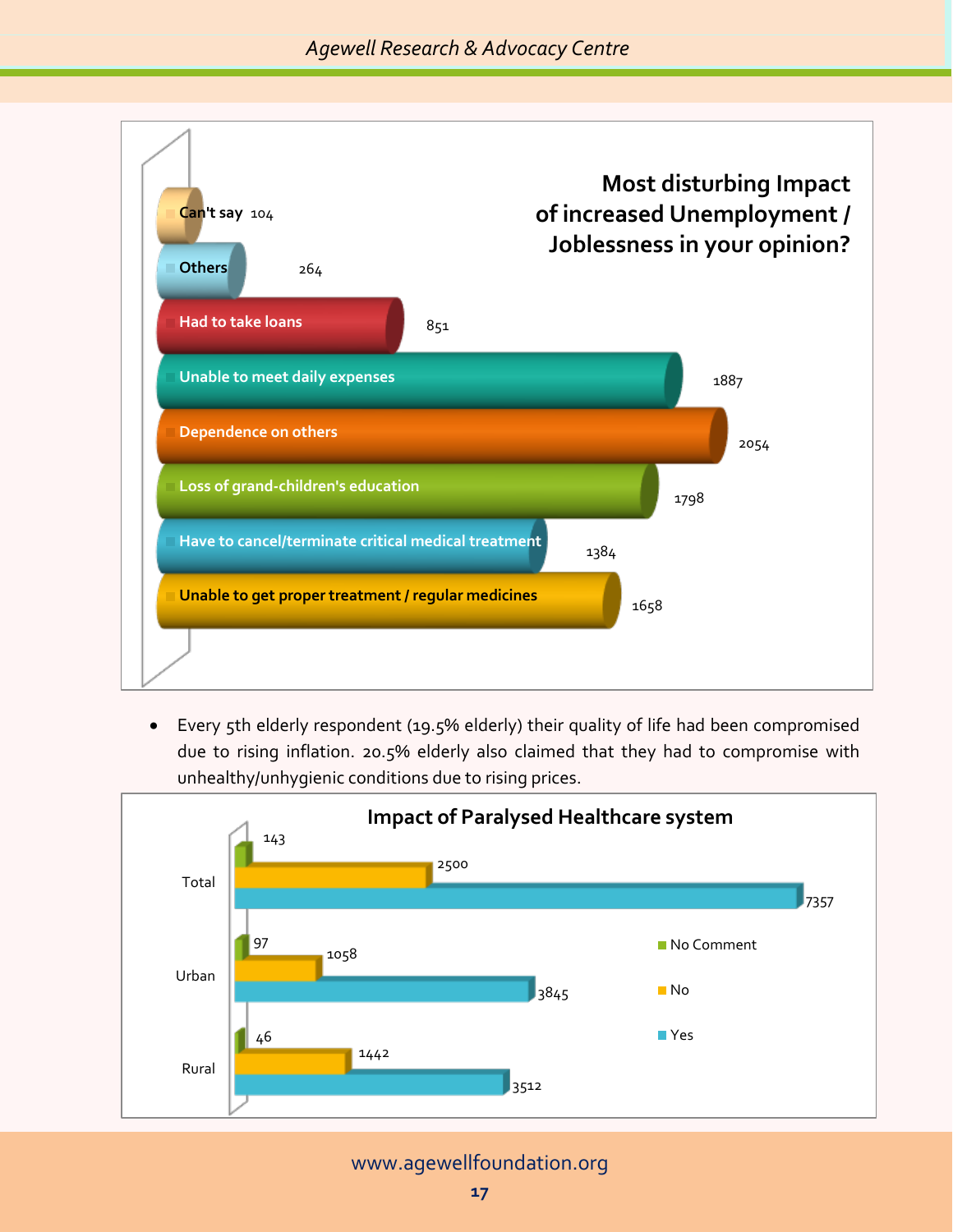**Most disturbing Impact of increased Unemployment / Joblessness in your opinion?**

| Impact | Count |
|---|---|
| Can't say | 104 |
| Others | 264 |
| Had to take loans | 851 |
| Unable to meet daily expenses | 1887 |
| Dependence on others | 2054 |
| Loss of grand-children's education | 1798 |
| Have to cancel/terminate critical medical treatment | 1384 |
| Unable to get proper treatment / regular medicines | 1658 |

- Every 5th elderly respondent (19.5% elderly) their quality of life had been compromised due to rising inflation. 20.5% elderly also claimed that they had to compromise with unhealthy/unhygienic conditions due to rising prices.

**Impact of Paralysed Healthcare system**

| | No Comment | No | Yes |
|---|---|---|---|
| Total | 143 | 2500 | 7357 |
| Urban | 97 | 1058 | 3845 |
| Rural | 46 | 1442 | 3512 |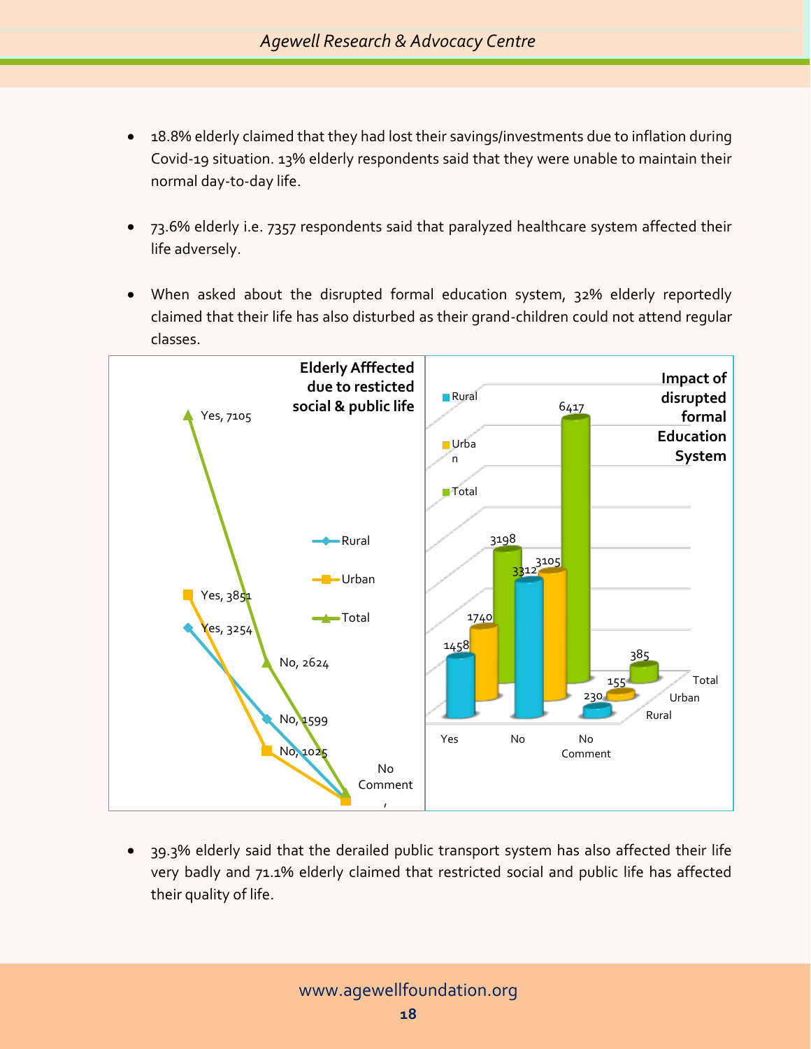- 18.8% elderly claimed that they had lost their savings/investments due to inflation during Covid-19 situation. 13% elderly respondents said that they were unable to maintain their normal day-to-day life.

- 73.6% elderly i.e. 7357 respondents said that paralyzed healthcare system affected their life adversely.

- When asked about the disrupted formal education system, 32% elderly reportedly claimed that their life has also disturbed as their grand-children could not attend regular classes.

**Elderly Afffected due to resticted social & public life**

| | Rural | Urban | Total |
|---|---|---|---|
| Yes | 3254 | 3851 | 7105 |
| No | 1599 | 1025 | 2624 |
| No Comment | | | |

**Impact of disrupted formal Education System**

| | Rural | Urban | Total |
|---|---|---|---|
| Yes | 1458 | 1740 | 3198 |
| No | 3312 | 3105 | 6417 |
| No Comment | 230 | 155 | 385 |

- 39.3% elderly said that the derailed public transport system has also affected their life very badly and 71.1% elderly claimed that restricted social and public life has affected their quality of life.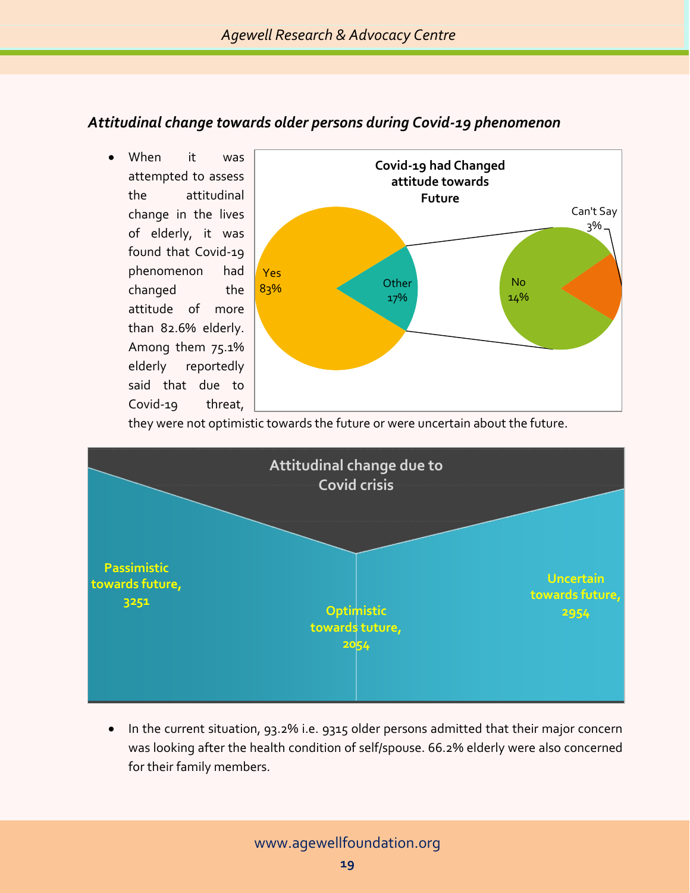### *Attitudinal change towards older persons during Covid-19 phenomenon*

- When it was attempted to assess the attitudinal change in the lives of elderly, it was found that Covid-19 phenomenon had changed the attitude of more than 82.6% elderly. Among them 75.1% elderly reportedly said that due to Covid-19 threat, they were not optimistic towards the future or were uncertain about the future.

**Covid-19 had Changed attitude towards Future**

| Response | Share |
|---|---|
| Yes | 83% |
| Other | 17% |
| No | 14% |
| Can't Say | 3% |

**Attitudinal change due to Covid crisis**

| Attitude | Number |
|---|---|
| Passimistic towards future | 3251 |
| Optimistic towards tuture | 2054 |
| Uncertain towards future | 2954 |

- In the current situation, 93.2% i.e. 9315 older persons admitted that their major concern was looking after the health condition of self/spouse. 66.2% elderly were also concerned for their family members.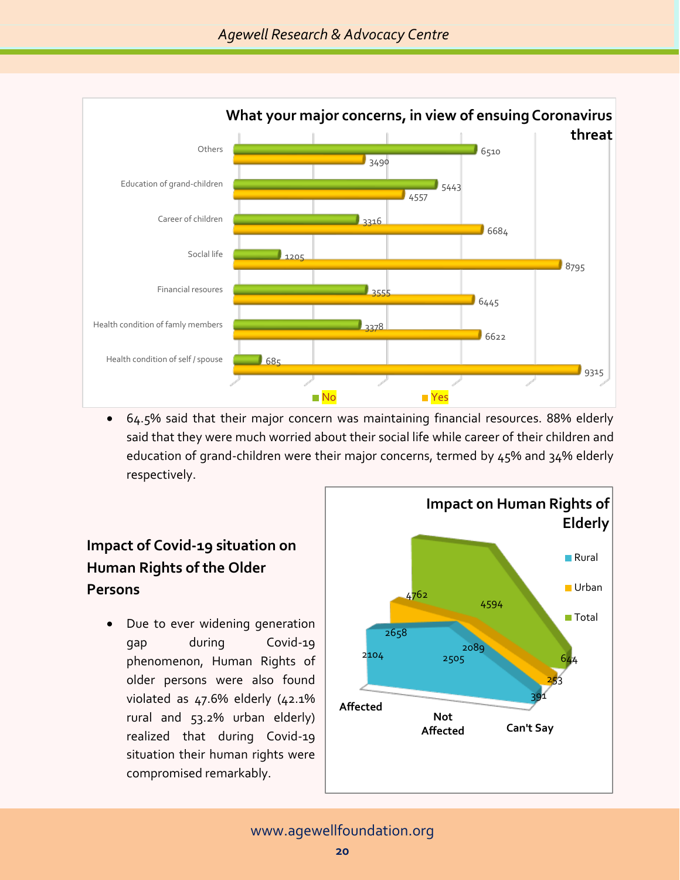**What your major concerns, in view of ensuing Coronavirus threat**

| Concern | No | Yes |
|---|---|---|
| Others | 6510 | 3490 |
| Education of grand-children | 5443 | 4557 |
| Career of children | 3316 | 6684 |
| Social life | 1205 | 8795 |
| Financial resoures | 3555 | 6445 |
| Health condition of famly members | 3378 | 6622 |
| Health condition of self / spouse | 685 | 9315 |

- 64.5% said that their major concern was maintaining financial resources. 88% elderly said that they were much worried about their social life while career of their children and education of grand-children were their major concerns, termed by 45% and 34% elderly respectively.

## Impact of Covid-19 situation on Human Rights of the Older Persons

- Due to ever widening generation gap during Covid-19 phenomenon, Human Rights of older persons were also found violated as 47.6% elderly (42.1% rural and 53.2% urban elderly) realized that during Covid-19 situation their human rights were compromised remarkably.

**Impact on Human Rights of Elderly**

| | Affected | Not Affected | Can't Say |
|---|---|---|---|
| Rural | 2104 | 2505 | 391 |
| Urban | 2658 | 2089 | 253 |
| Total | 4762 | 4594 | 644 |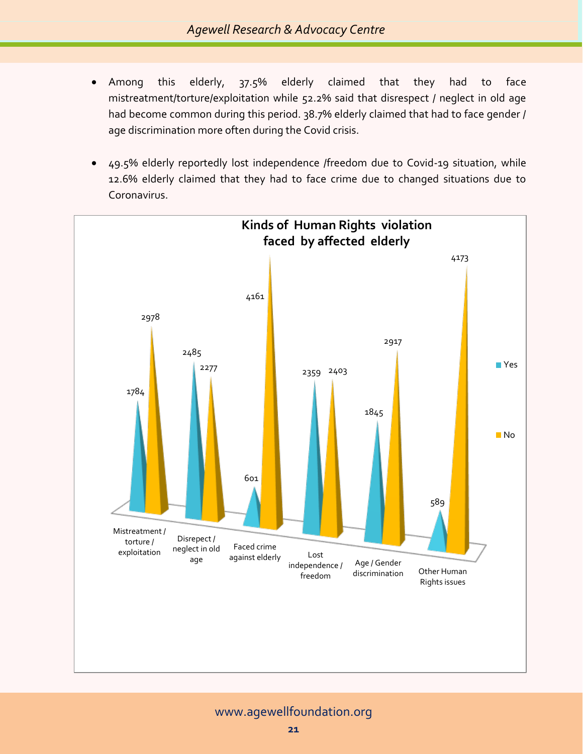- Among this elderly, 37.5% elderly claimed that they had to face mistreatment/torture/exploitation while 52.2% said that disrespect / neglect in old age had become common during this period. 38.7% elderly claimed that had to face gender / age discrimination more often during the Covid crisis.

- 49.5% elderly reportedly lost independence /freedom due to Covid-19 situation, while 12.6% elderly claimed that they had to face crime due to changed situations due to Coronavirus.

**Kinds of Human Rights violation faced by affected elderly**

| | Yes | No |
|---|---|---|
| Mistreatment / torture / exploitation | 1784 | 2978 |
| Disrepect / neglect in old age | 2485 | 2277 |
| Faced crime against elderly | 601 | 4161 |
| Lost independence / freedom | 2359 | 2403 |
| Age / Gender discrimination | 1845 | 2917 |
| Other Human Rights issues | 589 | 4173 |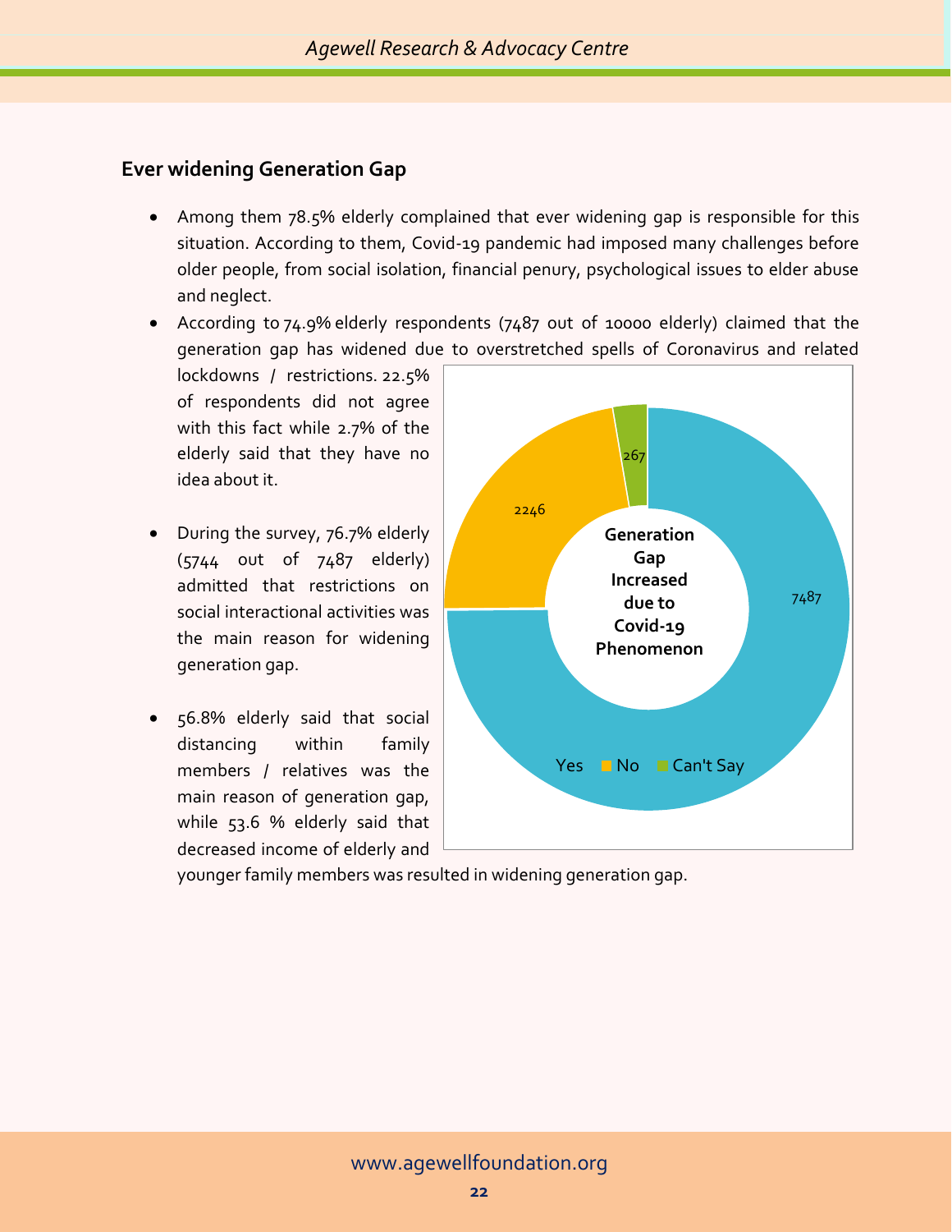## Ever widening Generation Gap

- Among them 78.5% elderly complained that ever widening gap is responsible for this situation. According to them, Covid-19 pandemic had imposed many challenges before older people, from social isolation, financial penury, psychological issues to elder abuse and neglect.
- According to 74.9% elderly respondents (7487 out of 10000 elderly) claimed that the generation gap has widened due to overstretched spells of Coronavirus and related lockdowns / restrictions. 22.5% of respondents did not agree with this fact while 2.7% of the elderly said that they have no idea about it.
- During the survey, 76.7% elderly (5744 out of 7487 elderly) admitted that restrictions on social interactional activities was the main reason for widening generation gap.
- 56.8% elderly said that social distancing within family members / relatives was the main reason of generation gap, while 53.6 % elderly said that decreased income of elderly and younger family members was resulted in widening generation gap.

**Generation Gap Increased due to Covid-19 Phenomenon**

| Response | Count |
|---|---|
| Yes | 7487 |
| No | 2246 |
| Can't Say | 267 |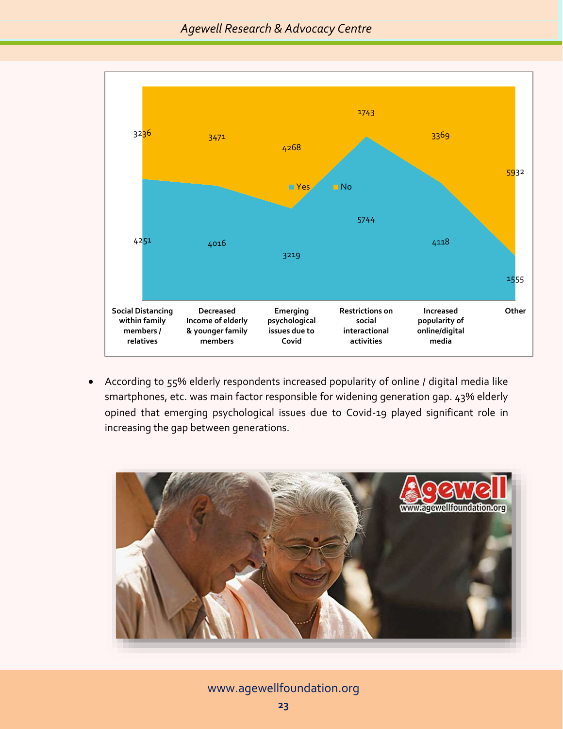| | Social Distancing within family members / relatives | Decreased Income of elderly & younger family members | Emerging psychological issues due to Covid | Restrictions on social interactional activities | Increased popularity of online/digital media | Other |
|---|---|---|---|---|---|---|
| Yes | 4251 | 4016 | 3219 | 5744 | 4118 | 1555 |
| No | 3236 | 3471 | 4268 | 1743 | 3369 | 5932 |

- According to 55% elderly respondents increased popularity of online / digital media like smartphones, etc. was main factor responsible for widening generation gap. 43% elderly opined that emerging psychological issues due to Covid-19 played significant role in increasing the gap between generations.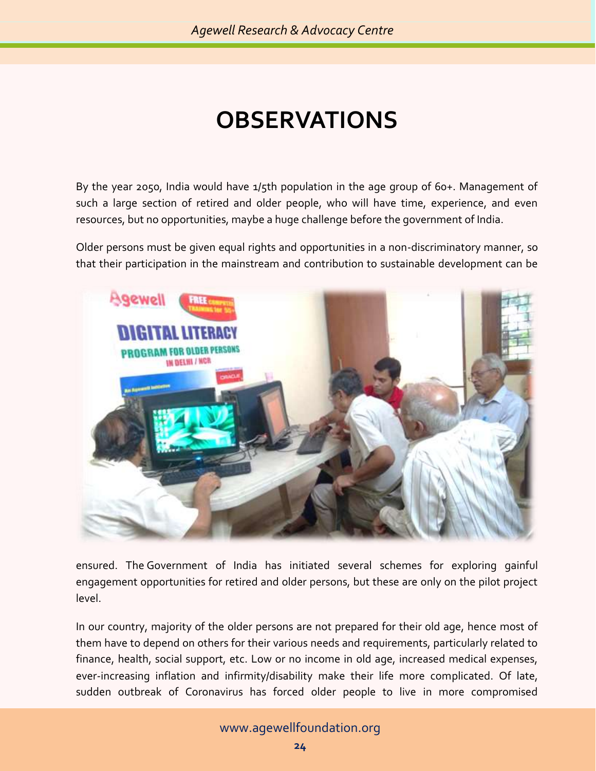# OBSERVATIONS

By the year 2050, India would have 1/5th population in the age group of 60+. Management of such a large section of retired and older people, who will have time, experience, and even resources, but no opportunities, maybe a huge challenge before the government of India.

Older persons must be given equal rights and opportunities in a non-discriminatory manner, so that their participation in the mainstream and contribution to sustainable development can be ensured. The Government of India has initiated several schemes for exploring gainful engagement opportunities for retired and older persons, but these are only on the pilot project level.

In our country, majority of the older persons are not prepared for their old age, hence most of them have to depend on others for their various needs and requirements, particularly related to finance, health, social support, etc. Low or no income in old age, increased medical expenses, ever-increasing inflation and infirmity/disability make their life more complicated. Of late, sudden outbreak of Coronavirus has forced older people to live in more compromised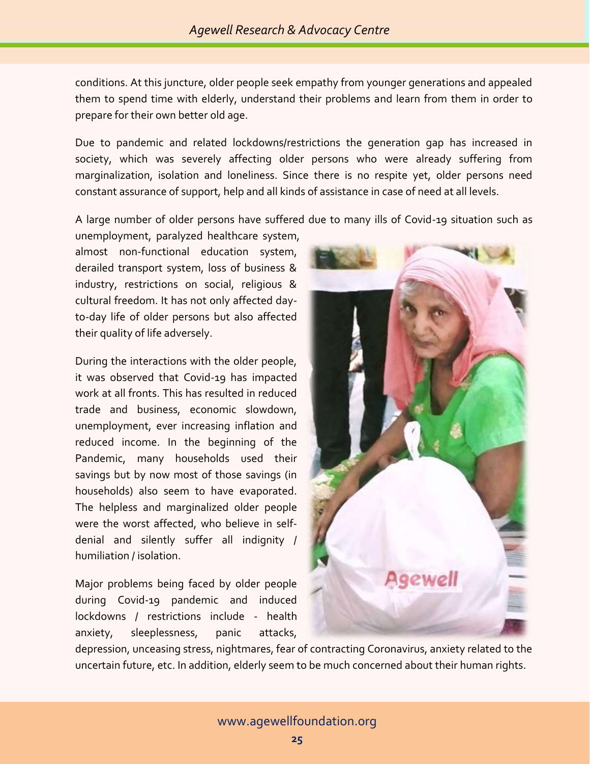conditions. At this juncture, older people seek empathy from younger generations and appealed them to spend time with elderly, understand their problems and learn from them in order to prepare for their own better old age.

Due to pandemic and related lockdowns/restrictions the generation gap has increased in society, which was severely affecting older persons who were already suffering from marginalization, isolation and loneliness. Since there is no respite yet, older persons need constant assurance of support, help and all kinds of assistance in case of need at all levels.

A large number of older persons have suffered due to many ills of Covid-19 situation such as unemployment, paralyzed healthcare system, almost non-functional education system, derailed transport system, loss of business & industry, restrictions on social, religious & cultural freedom. It has not only affected day-to-day life of older persons but also affected their quality of life adversely.

During the interactions with the older people, it was observed that Covid-19 has impacted work at all fronts. This has resulted in reduced trade and business, economic slowdown, unemployment, ever increasing inflation and reduced income. In the beginning of the Pandemic, many households used their savings but by now most of those savings (in households) also seem to have evaporated. The helpless and marginalized older people were the worst affected, who believe in self-denial and silently suffer all indignity / humiliation / isolation.

Major problems being faced by older people during Covid-19 pandemic and induced lockdowns / restrictions include - health anxiety, sleeplessness, panic attacks, depression, unceasing stress, nightmares, fear of contracting Coronavirus, anxiety related to the uncertain future, etc. In addition, elderly seem to be much concerned about their human rights.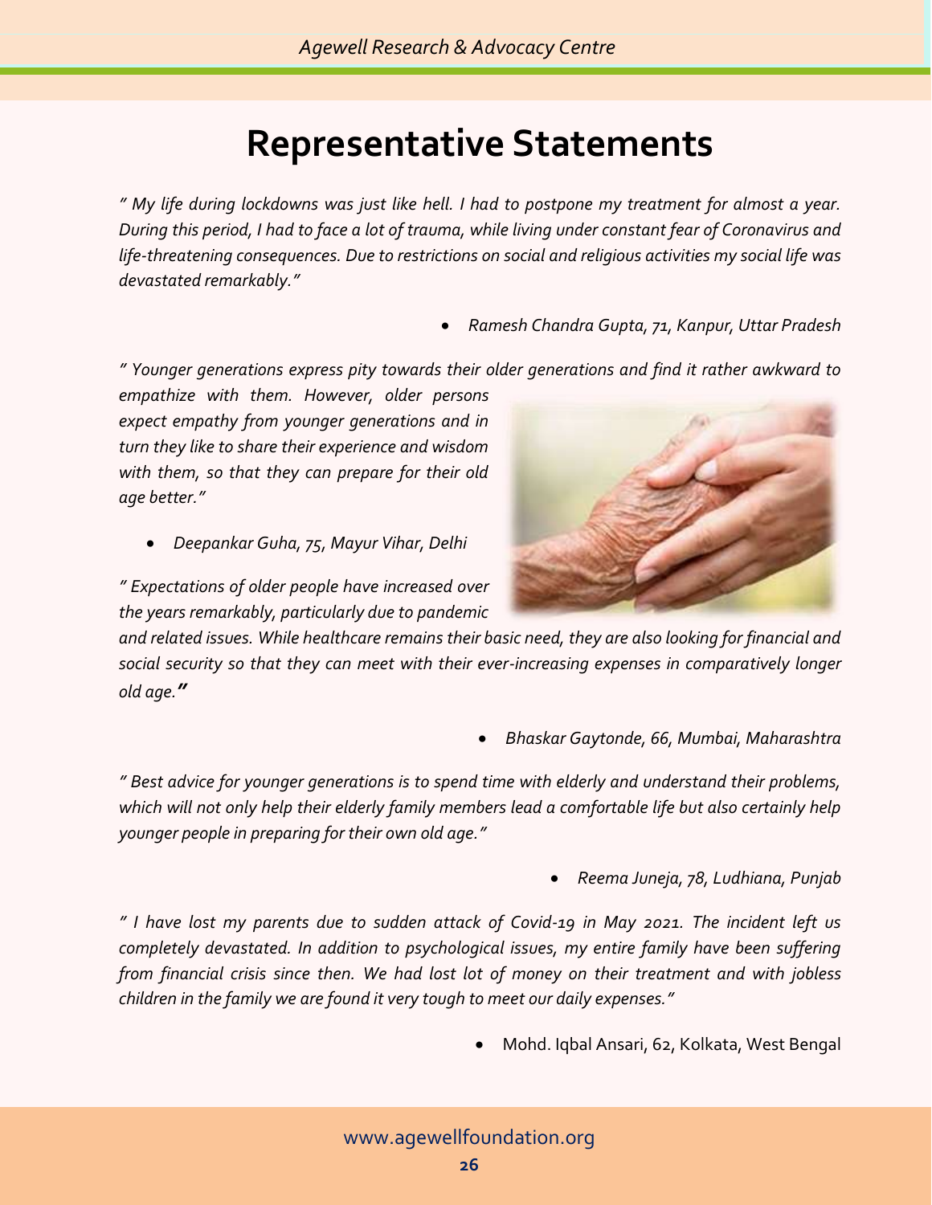# Representative Statements

*" My life during lockdowns was just like hell. I had to postpone my treatment for almost a year. During this period, I had to face a lot of trauma, while living under constant fear of Coronavirus and life-threatening consequences. Due to restrictions on social and religious activities my social life was devastated remarkably."*

- *Ramesh Chandra Gupta, 71, Kanpur, Uttar Pradesh*

*" Younger generations express pity towards their older generations and find it rather awkward to empathize with them. However, older persons expect empathy from younger generations and in turn they like to share their experience and wisdom with them, so that they can prepare for their old age better."*

- *Deepankar Guha, 75, Mayur Vihar, Delhi*

*" Expectations of older people have increased over the years remarkably, particularly due to pandemic and related issues. While healthcare remains their basic need, they are also looking for financial and social security so that they can meet with their ever-increasing expenses in comparatively longer old age."*

- *Bhaskar Gaytonde, 66, Mumbai, Maharashtra*

*" Best advice for younger generations is to spend time with elderly and understand their problems, which will not only help their elderly family members lead a comfortable life but also certainly help younger people in preparing for their own old age."*

- *Reema Juneja, 78, Ludhiana, Punjab*

*" I have lost my parents due to sudden attack of Covid-19 in May 2021. The incident left us completely devastated. In addition to psychological issues, my entire family have been suffering from financial crisis since then. We had lost lot of money on their treatment and with jobless children in the family we are found it very tough to meet our daily expenses."*

- Mohd. Iqbal Ansari, 62, Kolkata, West Bengal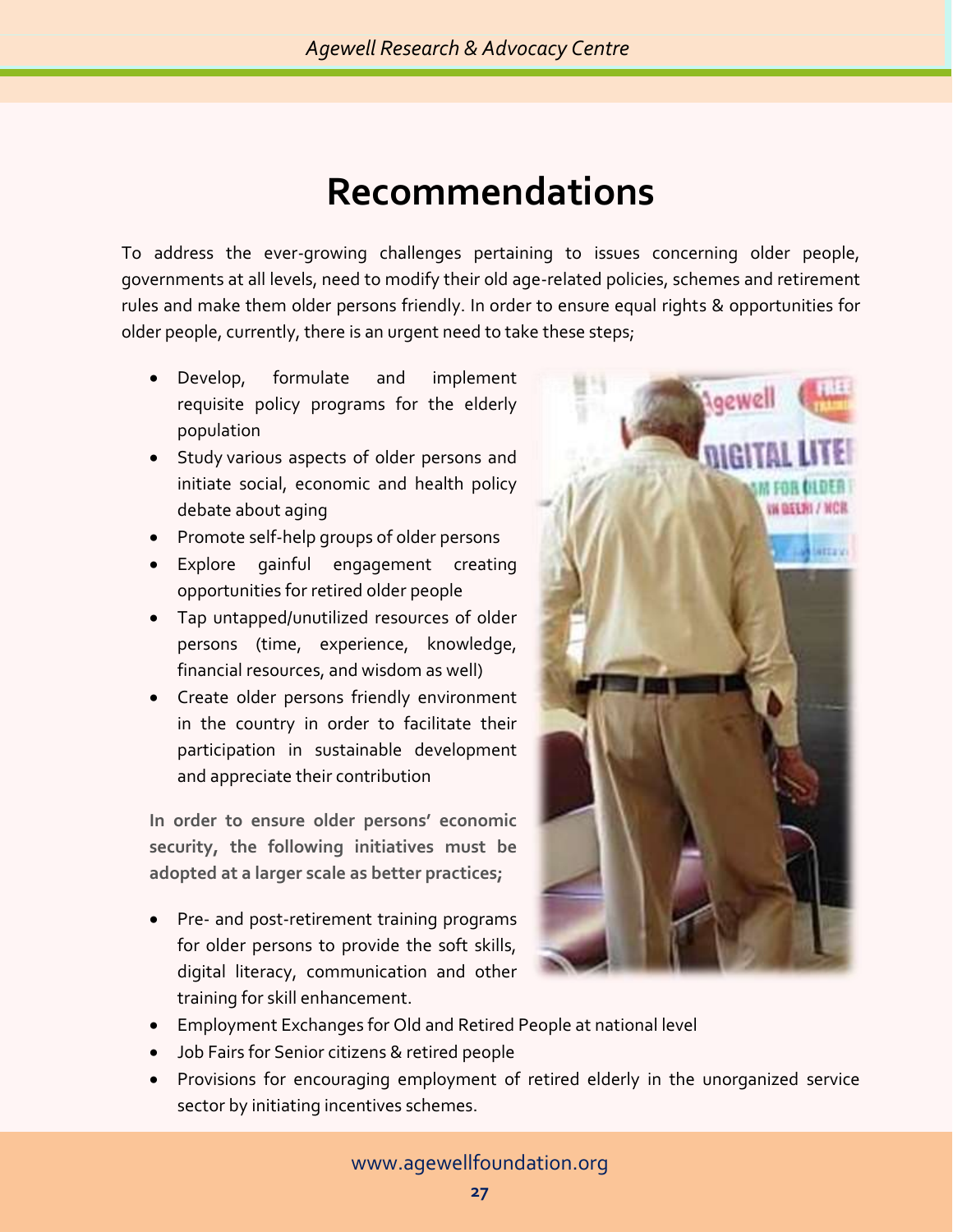# Recommendations

To address the ever-growing challenges pertaining to issues concerning older people, governments at all levels, need to modify their old age-related policies, schemes and retirement rules and make them older persons friendly. In order to ensure equal rights & opportunities for older people, currently, there is an urgent need to take these steps;

- Develop, formulate and implement requisite policy programs for the elderly population
- Study various aspects of older persons and initiate social, economic and health policy debate about aging
- Promote self-help groups of older persons
- Explore gainful engagement creating opportunities for retired older people
- Tap untapped/unutilized resources of older persons (time, experience, knowledge, financial resources, and wisdom as well)
- Create older persons friendly environment in the country in order to facilitate their participation in sustainable development and appreciate their contribution

**In order to ensure older persons' economic security, the following initiatives must be adopted at a larger scale as better practices;**

- Pre- and post-retirement training programs for older persons to provide the soft skills, digital literacy, communication and other training for skill enhancement.
- Employment Exchanges for Old and Retired People at national level
- Job Fairs for Senior citizens & retired people
- Provisions for encouraging employment of retired elderly in the unorganized service sector by initiating incentives schemes.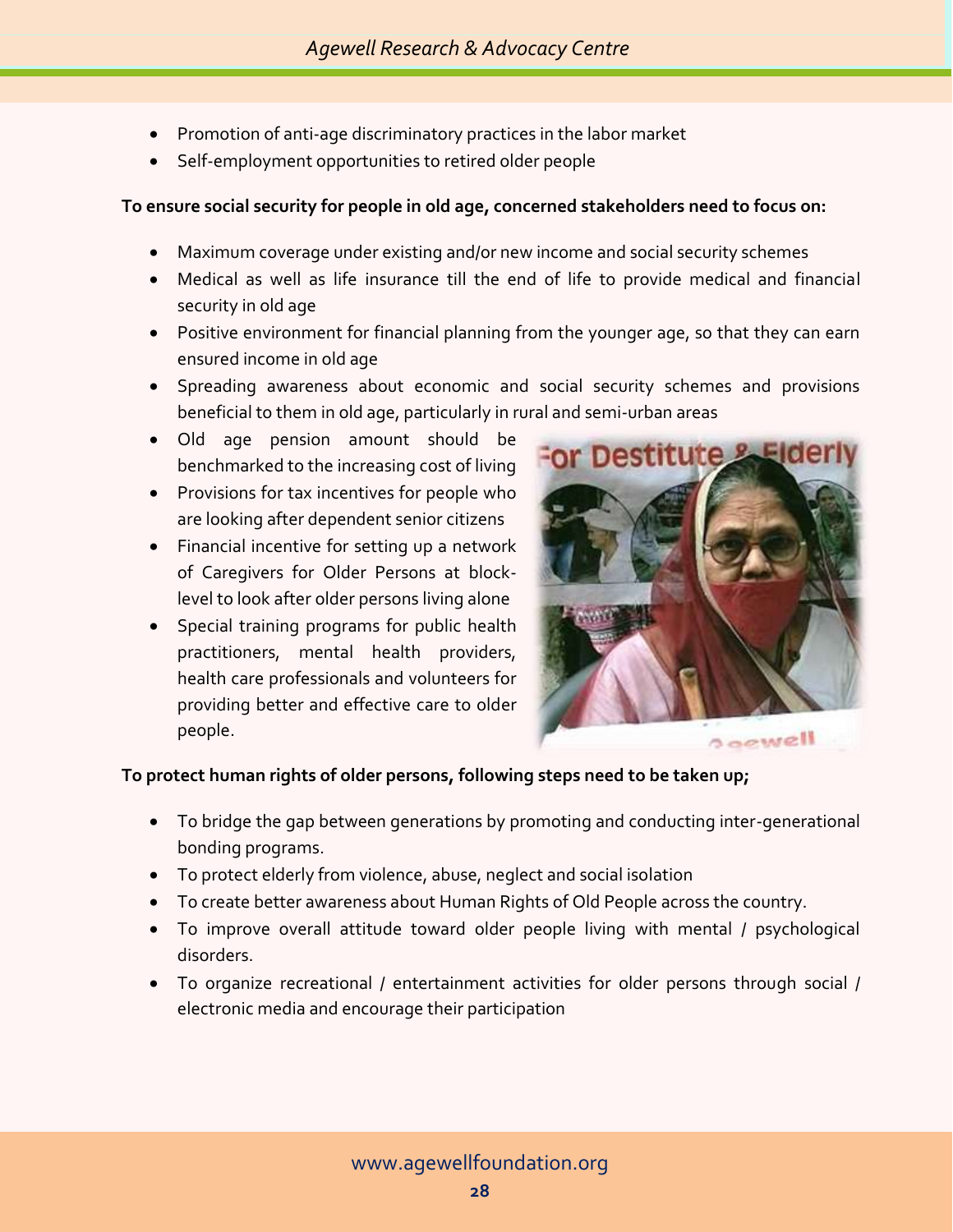- Promotion of anti-age discriminatory practices in the labor market
- Self-employment opportunities to retired older people

**To ensure social security for people in old age, concerned stakeholders need to focus on:**

- Maximum coverage under existing and/or new income and social security schemes
- Medical as well as life insurance till the end of life to provide medical and financial security in old age
- Positive environment for financial planning from the younger age, so that they can earn ensured income in old age
- Spreading awareness about economic and social security schemes and provisions beneficial to them in old age, particularly in rural and semi-urban areas
- Old age pension amount should be benchmarked to the increasing cost of living
- Provisions for tax incentives for people who are looking after dependent senior citizens
- Financial incentive for setting up a network of Caregivers for Older Persons at block-level to look after older persons living alone
- Special training programs for public health practitioners, mental health providers, health care professionals and volunteers for providing better and effective care to older people.

**To protect human rights of older persons, following steps need to be taken up;**

- To bridge the gap between generations by promoting and conducting inter-generational bonding programs.
- To protect elderly from violence, abuse, neglect and social isolation
- To create better awareness about Human Rights of Old People across the country.
- To improve overall attitude toward older people living with mental / psychological disorders.
- To organize recreational / entertainment activities for older persons through social / electronic media and encourage their participation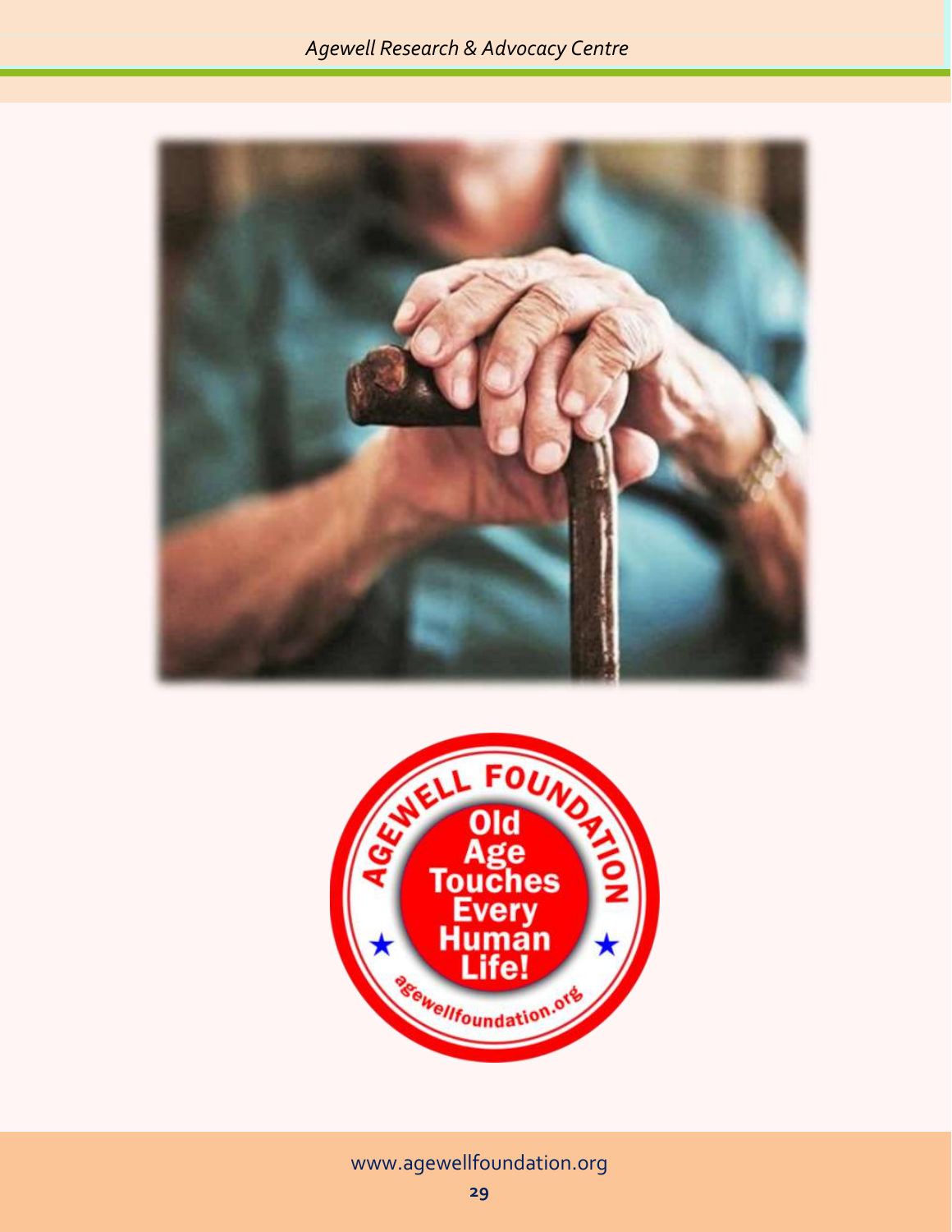AGEWELL FOUNDATION

Old Age Touches Every Human Life!

agewellfoundation.org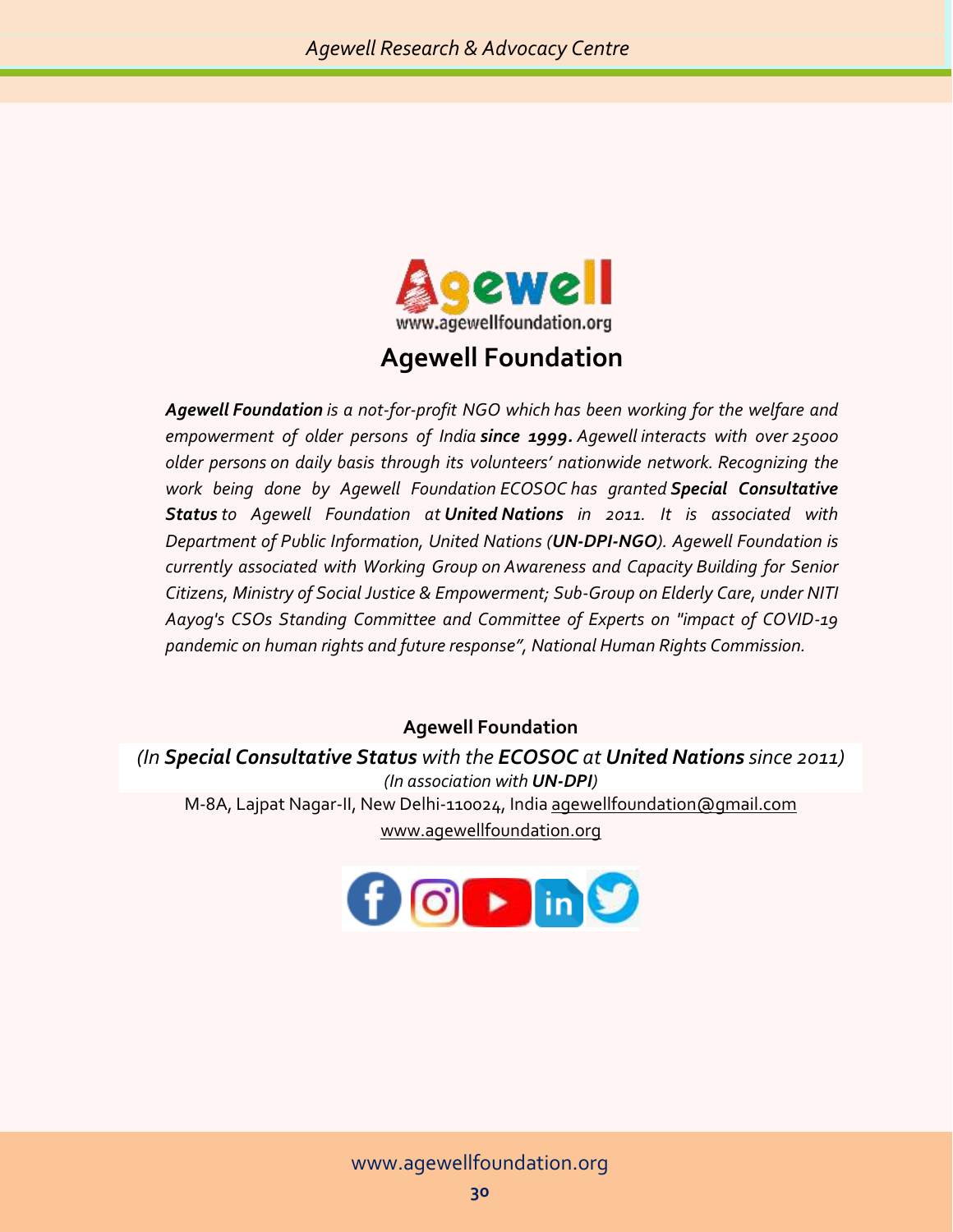Agewell
www.agewellfoundation.org

## Agewell Foundation

***Agewell Foundation*** *is a not-for-profit NGO which has been working for the welfare and empowerment of older persons of India* ***since 1999.*** *Agewell interacts with over 25000 older persons on daily basis through its volunteers' nationwide network. Recognizing the work being done by Agewell Foundation ECOSOC has granted* ***Special Consultative Status*** *to Agewell Foundation at* ***United Nations*** *in 2011. It is associated with Department of Public Information, United Nations (****UN-DPI-NGO****). Agewell Foundation is currently associated with Working Group on Awareness and Capacity Building for Senior Citizens, Ministry of Social Justice & Empowerment; Sub-Group on Elderly Care, under NITI Aayog's CSOs Standing Committee and Committee of Experts on "impact of COVID-19 pandemic on human rights and future response", National Human Rights Commission.*

**Agewell Foundation**

*(In* ***Special Consultative Status*** *with the* ***ECOSOC*** *at* ***United Nations*** *since 2011)*

*(In association with* ***UN-DPI****)*

M-8A, Lajpat Nagar-II, New Delhi-110024, India agewellfoundation@gmail.com

www.agewellfoundation.org